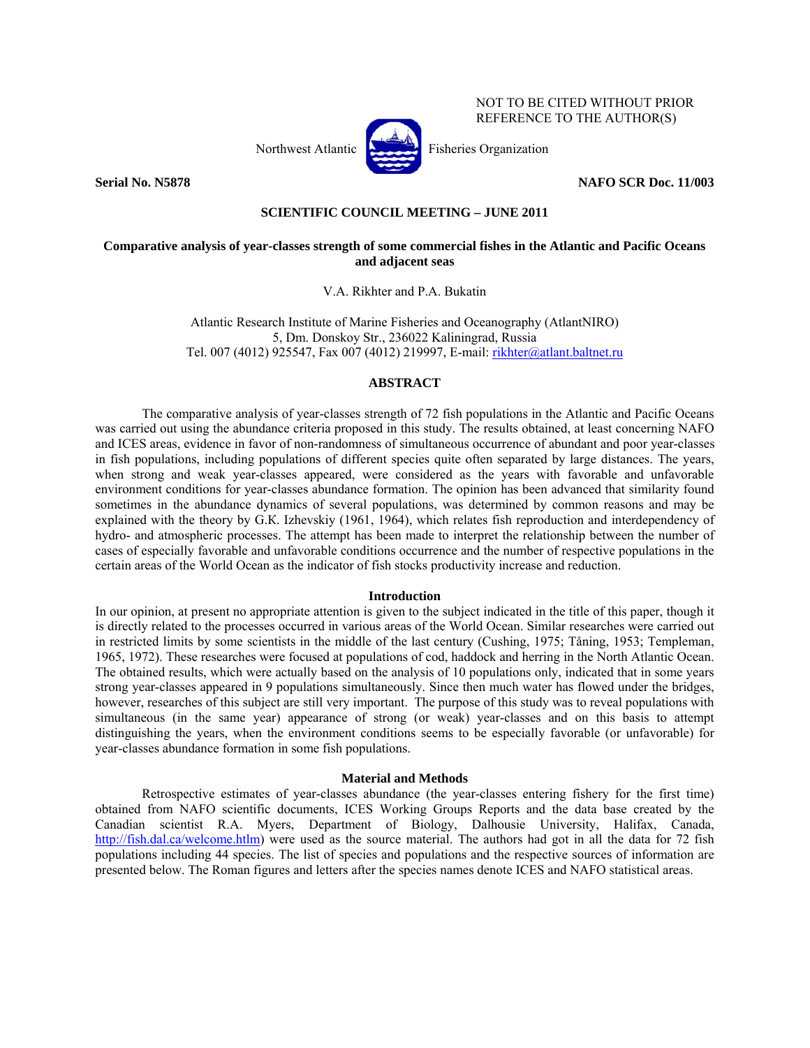NOT TO BE CITED WITHOUT PRIOR REFERENCE TO THE AUTHOR(S)

Northwest Atlantic Fisheries Organization

**Serial No. N5878** **NAFO SCR Doc. 11/003**

**SCIENTIFIC COUNCIL MEETING – JUNE 2011**

# Comparative analysis of year-classes strength of some commercial fishes in the Atlantic and Pacific Oceans and adjacent seas

V.A. Rikhter and P.A. Bukatin

Atlantic Research Institute of Marine Fisheries and Oceanography (AtlantNIRO)
5, Dm. Donskoy Str., 236022 Kaliningrad, Russia
Tel. 007 (4012) 925547, Fax 007 (4012) 219997, E-mail: rikhter@atlant.baltnet.ru

## ABSTRACT

The comparative analysis of year-classes strength of 72 fish populations in the Atlantic and Pacific Oceans was carried out using the abundance criteria proposed in this study. The results obtained, at least concerning NAFO and ICES areas, evidence in favor of non-randomness of simultaneous occurrence of abundant and poor year-classes in fish populations, including populations of different species quite often separated by large distances. The years, when strong and weak year-classes appeared, were considered as the years with favorable and unfavorable environment conditions for year-classes abundance formation. The opinion has been advanced that similarity found sometimes in the abundance dynamics of several populations, was determined by common reasons and may be explained with the theory by G.K. Izhevskiy (1961, 1964), which relates fish reproduction and interdependency of hydro- and atmospheric processes. The attempt has been made to interpret the relationship between the number of cases of especially favorable and unfavorable conditions occurrence and the number of respective populations in the certain areas of the World Ocean as the indicator of fish stocks productivity increase and reduction.

## Introduction

In our opinion, at present no appropriate attention is given to the subject indicated in the title of this paper, though it is directly related to the processes occurred in various areas of the World Ocean. Similar researches were carried out in restricted limits by some scientists in the middle of the last century (Cushing, 1975; Tåning, 1953; Templeman, 1965, 1972). These researches were focused at populations of cod, haddock and herring in the North Atlantic Ocean. The obtained results, which were actually based on the analysis of 10 populations only, indicated that in some years strong year-classes appeared in 9 populations simultaneously. Since then much water has flowed under the bridges, however, researches of this subject are still very important. The purpose of this study was to reveal populations with simultaneous (in the same year) appearance of strong (or weak) year-classes and on this basis to attempt distinguishing the years, when the environment conditions seems to be especially favorable (or unfavorable) for year-classes abundance formation in some fish populations.

## Material and Methods

Retrospective estimates of year-classes abundance (the year-classes entering fishery for the first time) obtained from NAFO scientific documents, ICES Working Groups Reports and the data base created by the Canadian scientist R.A. Myers, Department of Biology, Dalhousie University, Halifax, Canada, http://fish.dal.ca/welcome.htlm) were used as the source material. The authors had got in all the data for 72 fish populations including 44 species. The list of species and populations and the respective sources of information are presented below. The Roman figures and letters after the species names denote ICES and NAFO statistical areas.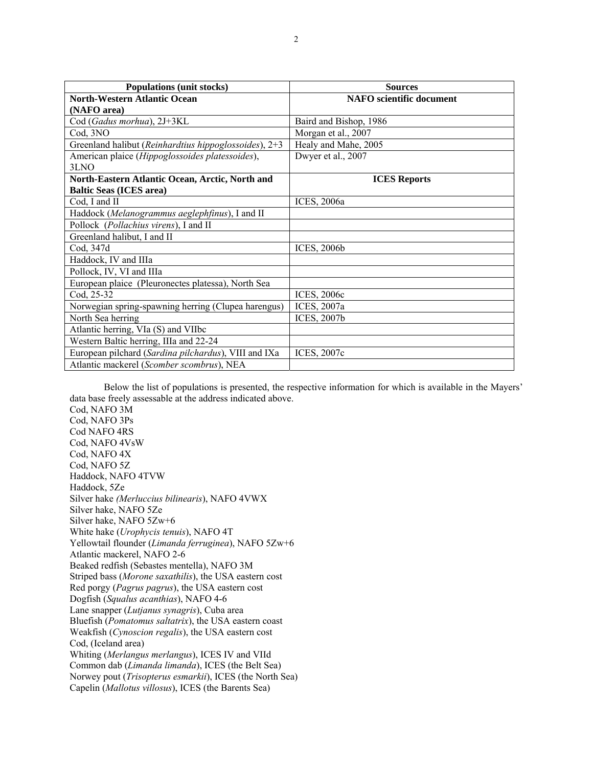| Populations (unit stocks) | Sources |
|---|---|
| **North-Western Atlantic Ocean (NAFO area)** | **NAFO scientific document** |
| Cod (*Gadus morhua*), 2J+3KL | Baird and Bishop, 1986 |
| Cod, 3NO | Morgan et al., 2007 |
| Greenland halibut (*Reinhardtius hippoglossoides*), 2+3 | Healy and Mahe, 2005 |
| American plaice (*Hippoglossoides platessoides*), 3LNO | Dwyer et al., 2007 |
| **North-Eastern Atlantic Ocean, Arctic, North and Baltic Seas (ICES area)** | **ICES Reports** |
| Cod, I and II | ICES, 2006a |
| Haddock (*Melanogrammus aeglephfinus*), I and II | |
| Pollock (*Pollachius virens*), I and II | |
| Greenland halibut, I and II | |
| Cod, 347d | ICES, 2006b |
| Haddock, IV and IIIa | |
| Pollock, IV, VI and IIIa | |
| European plaice (Pleuronectes platessa), North Sea | |
| Cod, 25-32 | ICES, 2006c |
| Norwegian spring-spawning herring (Clupea harengus) | ICES, 2007a |
| North Sea herring | ICES, 2007b |
| Atlantic herring, VIa (S) and VIIbc | |
| Western Baltic herring, IIIa and 22-24 | |
| European pilchard (*Sardina pilchardus*), VIII and IXa | ICES, 2007c |
| Atlantic mackerel (*Scomber scombrus*), NEA | |

Below the list of populations is presented, the respective information for which is available in the Mayers' data base freely assessable at the address indicated above.

Cod, NAFO 3M
Cod, NAFO 3Ps
Cod NAFO 4RS
Cod, NAFO 4VsW
Cod, NAFO 4X
Cod, NAFO 5Z
Haddock, NAFO 4TVW
Haddock, 5Ze
Silver hake *(Merluccius bilinearis*), NAFO 4VWX
Silver hake, NAFO 5Ze
Silver hake, NAFO 5Zw+6
White hake (*Urophycis tenuis*), NAFO 4T
Yellowtail flounder (*Limanda ferruginea*), NAFO 5Zw+6
Atlantic mackerel, NAFO 2-6
Beaked redfish (Sebastes mentella), NAFO 3M
Striped bass (*Morone saxathilis*), the USA eastern cost
Red porgy (*Pagrus pagrus*), the USA eastern cost
Dogfish (*Squalus acanthias*), NAFO 4-6
Lane snapper (*Lutjanus synagris*), Cuba area
Bluefish (*Pomatomus saltatrix*), the USA eastern coast
Weakfish (*Cynoscion regalis*), the USA eastern cost
Cod, (Iceland area)
Whiting (*Merlangus merlangus*), ICES IV and VIId
Common dab (*Limanda limanda*), ICES (the Belt Sea)
Norwey pout (*Trisopterus esmarkii*), ICES (the North Sea)
Capelin (*Mallotus villosus*), ICES (the Barents Sea)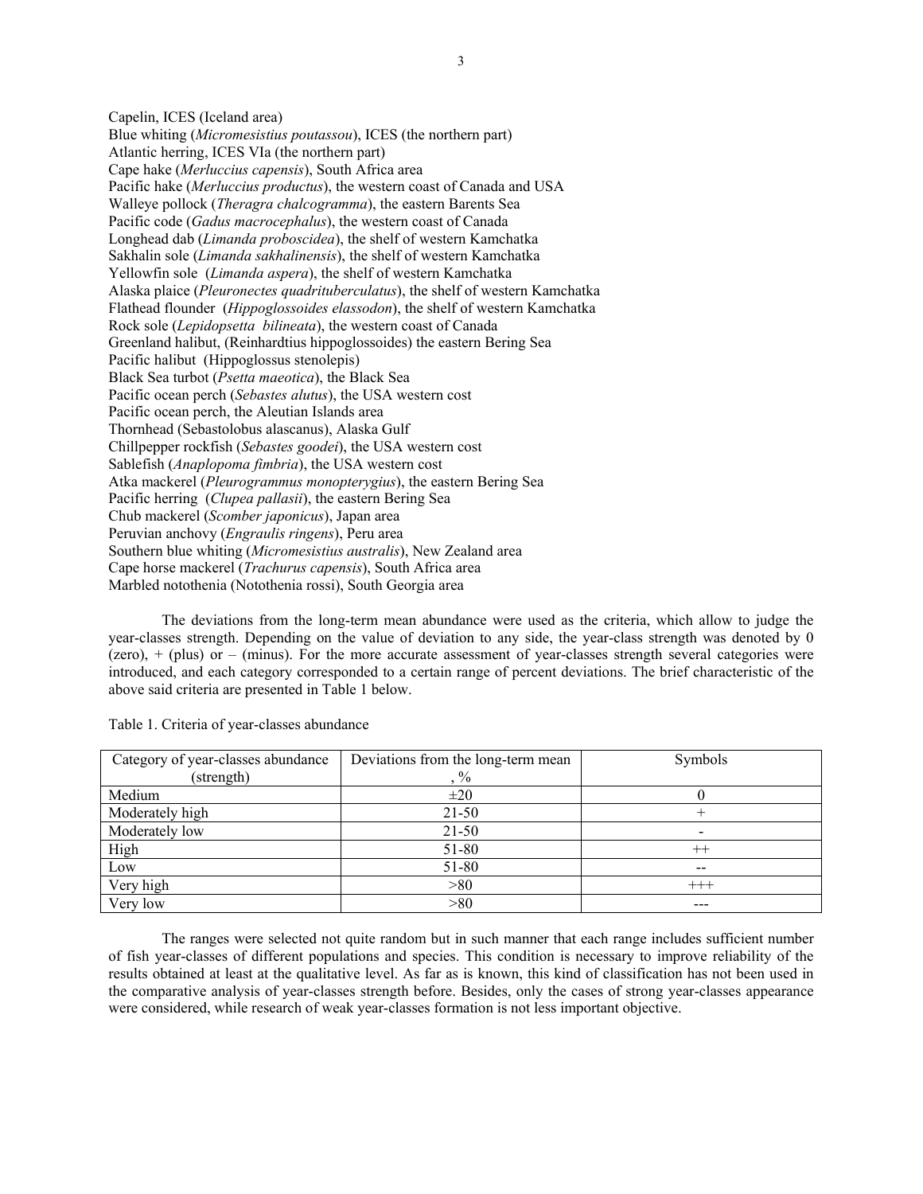Capelin, ICES (Iceland area)
Blue whiting (*Micromesistius poutassou*), ICES (the northern part)
Atlantic herring, ICES VIa (the northern part)
Cape hake (*Merluccius capensis*), South Africa area
Pacific hake (*Merluccius productus*), the western coast of Canada and USA
Walleye pollock (*Theragra chalcogramma*), the eastern Barents Sea
Pacific code (*Gadus macrocephalus*), the western coast of Canada
Longhead dab (*Limanda proboscidea*), the shelf of western Kamchatka
Sakhalin sole (*Limanda sakhalinensis*), the shelf of western Kamchatka
Yellowfin sole (*Limanda aspera*), the shelf of western Kamchatka
Alaska plaice (*Pleuronectes quadrituberculatus*), the shelf of western Kamchatka
Flathead flounder (*Hippoglossoides elassodon*), the shelf of western Kamchatka
Rock sole (*Lepidopsetta bilineata*), the western coast of Canada
Greenland halibut, (Reinhardtius hippoglossoides) the eastern Bering Sea
Pacific halibut (Hippoglossus stenolepis)
Black Sea turbot (*Psetta maeotica*), the Black Sea
Pacific ocean perch (*Sebastes alutus*), the USA western cost
Pacific ocean perch, the Aleutian Islands area
Thornhead (Sebastolobus alascanus), Alaska Gulf
Chillpepper rockfish (*Sebastes goodei*), the USA western cost
Sablefish (*Anaplopoma fimbria*), the USA western cost
Atka mackerel (*Pleurogrammus monopterygius*), the eastern Bering Sea
Pacific herring (*Clupea pallasii*), the eastern Bering Sea
Chub mackerel (*Scomber japonicus*), Japan area
Peruvian anchovy (*Engraulis ringens*), Peru area
Southern blue whiting (*Micromesistius australis*), New Zealand area
Cape horse mackerel (*Trachurus capensis*), South Africa area
Marbled notothenia (Notothenia rossi), South Georgia area

The deviations from the long-term mean abundance were used as the criteria, which allow to judge the year-classes strength. Depending on the value of deviation to any side, the year-class strength was denoted by 0 (zero), + (plus) or – (minus). For the more accurate assessment of year-classes strength several categories were introduced, and each category corresponded to a certain range of percent deviations. The brief characteristic of the above said criteria are presented in Table 1 below.

Table 1. Criteria of year-classes abundance

| Category of year-classes abundance (strength) | Deviations from the long-term mean , % | Symbols |
|---|---|---|
| Medium | ±20 | 0 |
| Moderately high | 21-50 | + |
| Moderately low | 21-50 | - |
| High | 51-80 | ++ |
| Low | 51-80 | -- |
| Very high | >80 | +++ |
| Very low | >80 | --- |

The ranges were selected not quite random but in such manner that each range includes sufficient number of fish year-classes of different populations and species. This condition is necessary to improve reliability of the results obtained at least at the qualitative level. As far as is known, this kind of classification has not been used in the comparative analysis of year-classes strength before. Besides, only the cases of strong year-classes appearance were considered, while research of weak year-classes formation is not less important objective.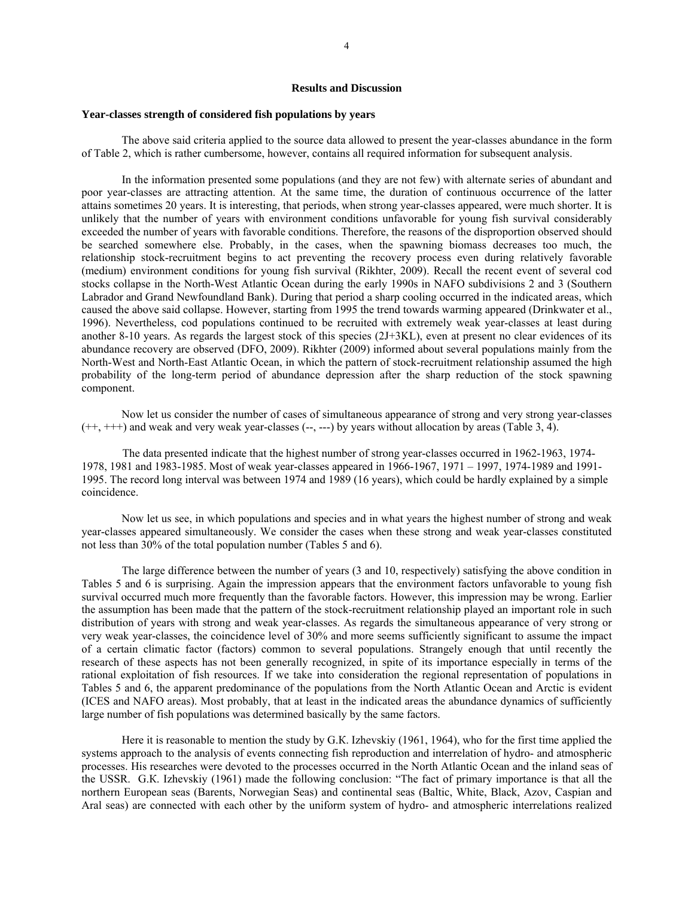## Results and Discussion

### Year-classes strength of considered fish populations by years

The above said criteria applied to the source data allowed to present the year-classes abundance in the form of Table 2, which is rather cumbersome, however, contains all required information for subsequent analysis.

In the information presented some populations (and they are not few) with alternate series of abundant and poor year-classes are attracting attention. At the same time, the duration of continuous occurrence of the latter attains sometimes 20 years. It is interesting, that periods, when strong year-classes appeared, were much shorter. It is unlikely that the number of years with environment conditions unfavorable for young fish survival considerably exceeded the number of years with favorable conditions. Therefore, the reasons of the disproportion observed should be searched somewhere else. Probably, in the cases, when the spawning biomass decreases too much, the relationship stock-recruitment begins to act preventing the recovery process even during relatively favorable (medium) environment conditions for young fish survival (Rikhter, 2009). Recall the recent event of several cod stocks collapse in the North-West Atlantic Ocean during the early 1990s in NAFO subdivisions 2 and 3 (Southern Labrador and Grand Newfoundland Bank). During that period a sharp cooling occurred in the indicated areas, which caused the above said collapse. However, starting from 1995 the trend towards warming appeared (Drinkwater et al., 1996). Nevertheless, cod populations continued to be recruited with extremely weak year-classes at least during another 8-10 years. As regards the largest stock of this species (2J+3KL), even at present no clear evidences of its abundance recovery are observed (DFO, 2009). Rikhter (2009) informed about several populations mainly from the North-West and North-East Atlantic Ocean, in which the pattern of stock-recruitment relationship assumed the high probability of the long-term period of abundance depression after the sharp reduction of the stock spawning component.

Now let us consider the number of cases of simultaneous appearance of strong and very strong year-classes (++, +++) and weak and very weak year-classes (--, ---) by years without allocation by areas (Table 3, 4).

The data presented indicate that the highest number of strong year-classes occurred in 1962-1963, 1974-1978, 1981 and 1983-1985. Most of weak year-classes appeared in 1966-1967, 1971 – 1997, 1974-1989 and 1991-1995. The record long interval was between 1974 and 1989 (16 years), which could be hardly explained by a simple coincidence.

Now let us see, in which populations and species and in what years the highest number of strong and weak year-classes appeared simultaneously. We consider the cases when these strong and weak year-classes constituted not less than 30% of the total population number (Tables 5 and 6).

The large difference between the number of years (3 and 10, respectively) satisfying the above condition in Tables 5 and 6 is surprising. Again the impression appears that the environment factors unfavorable to young fish survival occurred much more frequently than the favorable factors. However, this impression may be wrong. Earlier the assumption has been made that the pattern of the stock-recruitment relationship played an important role in such distribution of years with strong and weak year-classes. As regards the simultaneous appearance of very strong or very weak year-classes, the coincidence level of 30% and more seems sufficiently significant to assume the impact of a certain climatic factor (factors) common to several populations. Strangely enough that until recently the research of these aspects has not been generally recognized, in spite of its importance especially in terms of the rational exploitation of fish resources. If we take into consideration the regional representation of populations in Tables 5 and 6, the apparent predominance of the populations from the North Atlantic Ocean and Arctic is evident (ICES and NAFO areas). Most probably, that at least in the indicated areas the abundance dynamics of sufficiently large number of fish populations was determined basically by the same factors.

Here it is reasonable to mention the study by G.K. Izhevskiy (1961, 1964), who for the first time applied the systems approach to the analysis of events connecting fish reproduction and interrelation of hydro- and atmospheric processes. His researches were devoted to the processes occurred in the North Atlantic Ocean and the inland seas of the USSR. G.K. Izhevskiy (1961) made the following conclusion: "The fact of primary importance is that all the northern European seas (Barents, Norwegian Seas) and continental seas (Baltic, White, Black, Azov, Caspian and Aral seas) are connected with each other by the uniform system of hydro- and atmospheric interrelations realized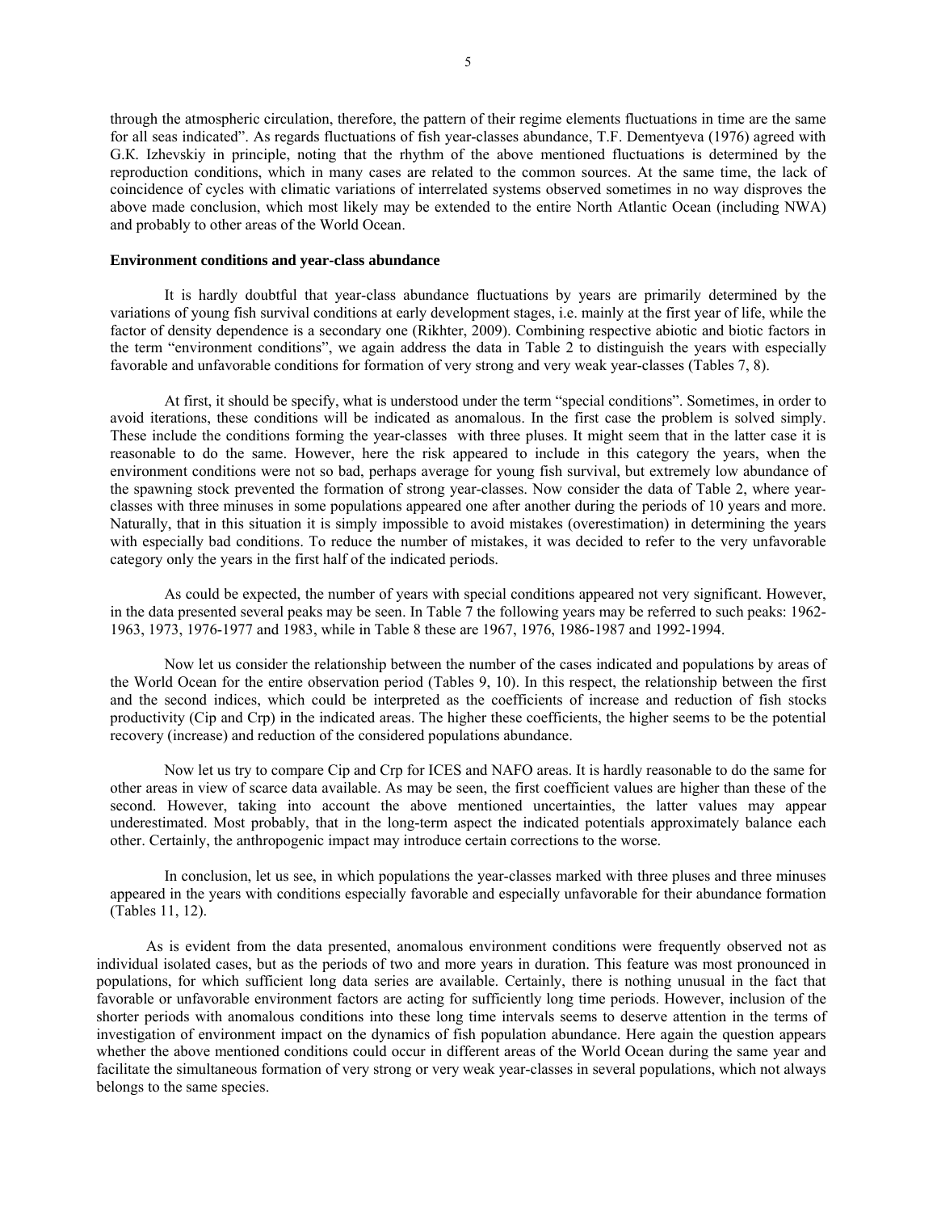through the atmospheric circulation, therefore, the pattern of their regime elements fluctuations in time are the same for all seas indicated". As regards fluctuations of fish year-classes abundance, T.F. Dementyeva (1976) agreed with G.K. Izhevskiy in principle, noting that the rhythm of the above mentioned fluctuations is determined by the reproduction conditions, which in many cases are related to the common sources. At the same time, the lack of coincidence of cycles with climatic variations of interrelated systems observed sometimes in no way disproves the above made conclusion, which most likely may be extended to the entire North Atlantic Ocean (including NWA) and probably to other areas of the World Ocean.

**Environment conditions and year-class abundance**

It is hardly doubtful that year-class abundance fluctuations by years are primarily determined by the variations of young fish survival conditions at early development stages, i.e. mainly at the first year of life, while the factor of density dependence is a secondary one (Rikhter, 2009). Combining respective abiotic and biotic factors in the term "environment conditions", we again address the data in Table 2 to distinguish the years with especially favorable and unfavorable conditions for formation of very strong and very weak year-classes (Tables 7, 8).

At first, it should be specify, what is understood under the term "special conditions". Sometimes, in order to avoid iterations, these conditions will be indicated as anomalous. In the first case the problem is solved simply. These include the conditions forming the year-classes with three pluses. It might seem that in the latter case it is reasonable to do the same. However, here the risk appeared to include in this category the years, when the environment conditions were not so bad, perhaps average for young fish survival, but extremely low abundance of the spawning stock prevented the formation of strong year-classes. Now consider the data of Table 2, where year-classes with three minuses in some populations appeared one after another during the periods of 10 years and more. Naturally, that in this situation it is simply impossible to avoid mistakes (overestimation) in determining the years with especially bad conditions. To reduce the number of mistakes, it was decided to refer to the very unfavorable category only the years in the first half of the indicated periods.

As could be expected, the number of years with special conditions appeared not very significant. However, in the data presented several peaks may be seen. In Table 7 the following years may be referred to such peaks: 1962-1963, 1973, 1976-1977 and 1983, while in Table 8 these are 1967, 1976, 1986-1987 and 1992-1994.

Now let us consider the relationship between the number of the cases indicated and populations by areas of the World Ocean for the entire observation period (Tables 9, 10). In this respect, the relationship between the first and the second indices, which could be interpreted as the coefficients of increase and reduction of fish stocks productivity (Cip and Crp) in the indicated areas. The higher these coefficients, the higher seems to be the potential recovery (increase) and reduction of the considered populations abundance.

Now let us try to compare Cip and Crp for ICES and NAFO areas. It is hardly reasonable to do the same for other areas in view of scarce data available. As may be seen, the first coefficient values are higher than these of the second. However, taking into account the above mentioned uncertainties, the latter values may appear underestimated. Most probably, that in the long-term aspect the indicated potentials approximately balance each other. Certainly, the anthropogenic impact may introduce certain corrections to the worse.

In conclusion, let us see, in which populations the year-classes marked with three pluses and three minuses appeared in the years with conditions especially favorable and especially unfavorable for their abundance formation (Tables 11, 12).

As is evident from the data presented, anomalous environment conditions were frequently observed not as individual isolated cases, but as the periods of two and more years in duration. This feature was most pronounced in populations, for which sufficient long data series are available. Certainly, there is nothing unusual in the fact that favorable or unfavorable environment factors are acting for sufficiently long time periods. However, inclusion of the shorter periods with anomalous conditions into these long time intervals seems to deserve attention in the terms of investigation of environment impact on the dynamics of fish population abundance. Here again the question appears whether the above mentioned conditions could occur in different areas of the World Ocean during the same year and facilitate the simultaneous formation of very strong or very weak year-classes in several populations, which not always belongs to the same species.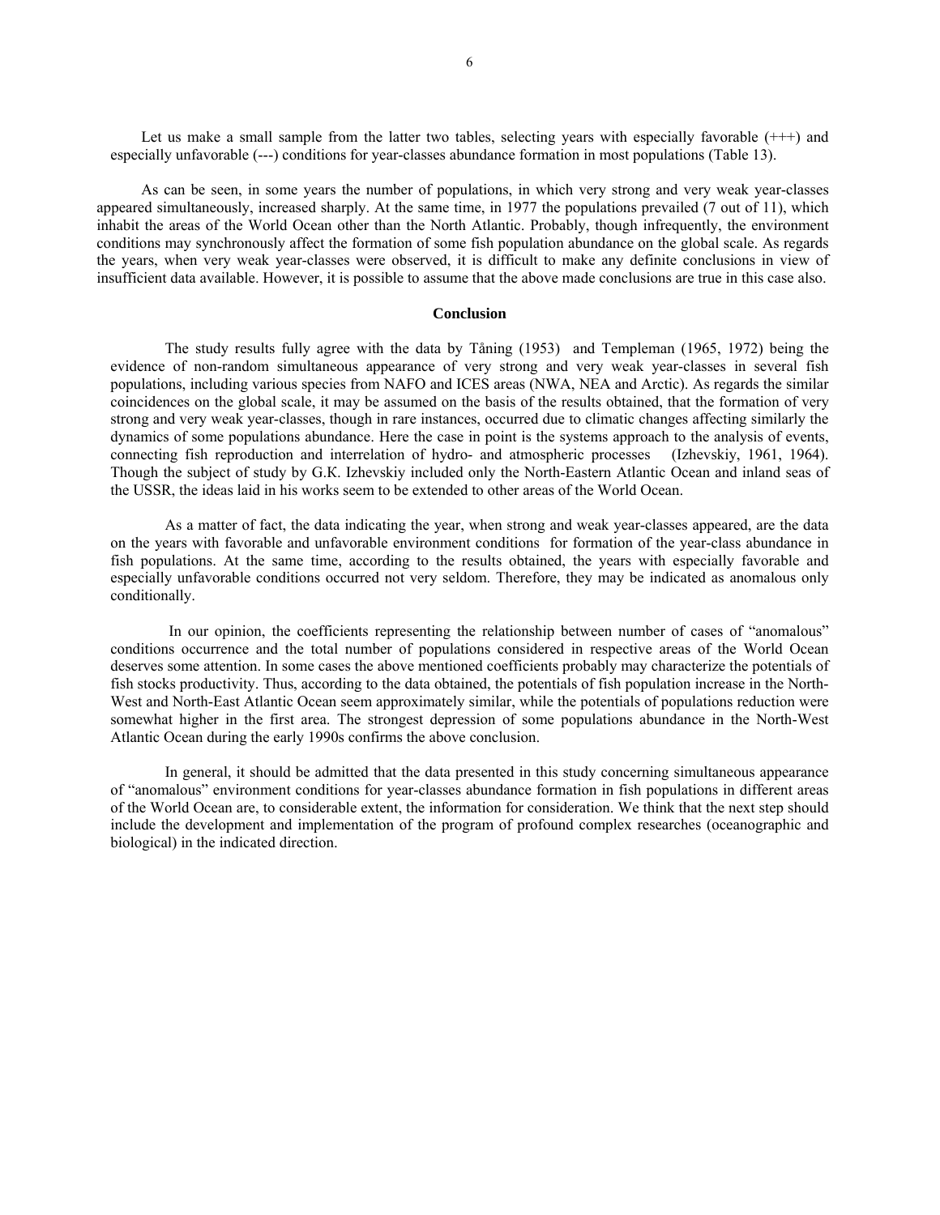Let us make a small sample from the latter two tables, selecting years with especially favorable (+++) and especially unfavorable (---) conditions for year-classes abundance formation in most populations (Table 13).

As can be seen, in some years the number of populations, in which very strong and very weak year-classes appeared simultaneously, increased sharply. At the same time, in 1977 the populations prevailed (7 out of 11), which inhabit the areas of the World Ocean other than the North Atlantic. Probably, though infrequently, the environment conditions may synchronously affect the formation of some fish population abundance on the global scale. As regards the years, when very weak year-classes were observed, it is difficult to make any definite conclusions in view of insufficient data available. However, it is possible to assume that the above made conclusions are true in this case also.

## Conclusion

The study results fully agree with the data by Tåning (1953) and Templeman (1965, 1972) being the evidence of non-random simultaneous appearance of very strong and very weak year-classes in several fish populations, including various species from NAFO and ICES areas (NWA, NEA and Arctic). As regards the similar coincidences on the global scale, it may be assumed on the basis of the results obtained, that the formation of very strong and very weak year-classes, though in rare instances, occurred due to climatic changes affecting similarly the dynamics of some populations abundance. Here the case in point is the systems approach to the analysis of events, connecting fish reproduction and interrelation of hydro- and atmospheric processes (Izhevskiy, 1961, 1964). Though the subject of study by G.K. Izhevskiy included only the North-Eastern Atlantic Ocean and inland seas of the USSR, the ideas laid in his works seem to be extended to other areas of the World Ocean.

As a matter of fact, the data indicating the year, when strong and weak year-classes appeared, are the data on the years with favorable and unfavorable environment conditions for formation of the year-class abundance in fish populations. At the same time, according to the results obtained, the years with especially favorable and especially unfavorable conditions occurred not very seldom. Therefore, they may be indicated as anomalous only conditionally.

In our opinion, the coefficients representing the relationship between number of cases of "anomalous" conditions occurrence and the total number of populations considered in respective areas of the World Ocean deserves some attention. In some cases the above mentioned coefficients probably may characterize the potentials of fish stocks productivity. Thus, according to the data obtained, the potentials of fish population increase in the North-West and North-East Atlantic Ocean seem approximately similar, while the potentials of populations reduction were somewhat higher in the first area. The strongest depression of some populations abundance in the North-West Atlantic Ocean during the early 1990s confirms the above conclusion.

In general, it should be admitted that the data presented in this study concerning simultaneous appearance of "anomalous" environment conditions for year-classes abundance formation in fish populations in different areas of the World Ocean are, to considerable extent, the information for consideration. We think that the next step should include the development and implementation of the program of profound complex researches (oceanographic and biological) in the indicated direction.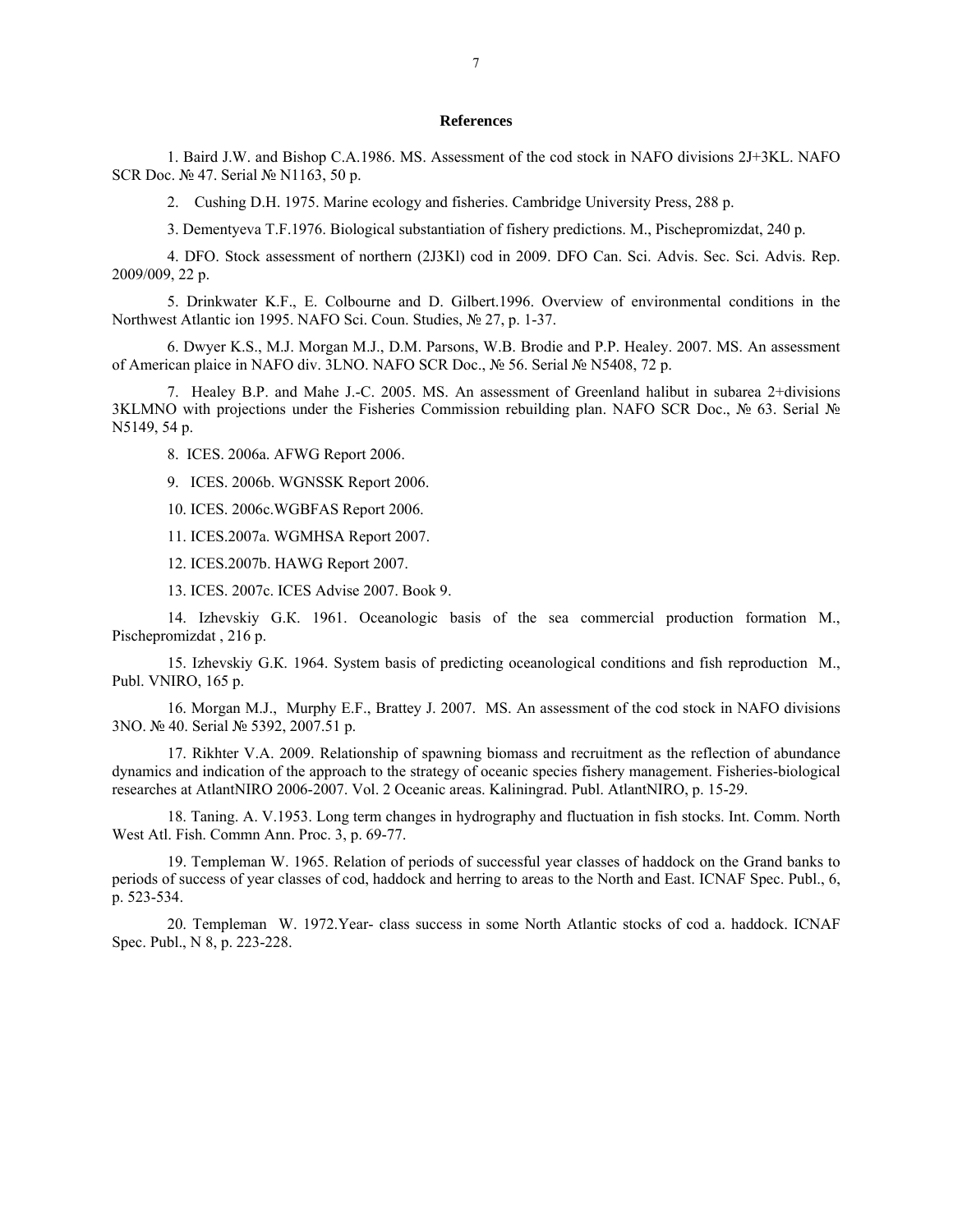## References

1. Baird J.W. and Bishop C.A.1986. MS. Assessment of the cod stock in NAFO divisions 2J+3KL. NAFO SCR Doc. № 47. Serial № N1163, 50 p.

2. Cushing D.H. 1975. Marine ecology and fisheries. Cambridge University Press, 288 p.

3. Dementyeva T.F.1976. Biological substantiation of fishery predictions. M., Pischepromizdat, 240 p.

4. DFO. Stock assessment of northern (2J3Kl) cod in 2009. DFO Can. Sci. Advis. Sec. Sci. Advis. Rep. 2009/009, 22 p.

5. Drinkwater K.F., E. Colbourne and D. Gilbert.1996. Overview of environmental conditions in the Northwest Atlantic ion 1995. NAFO Sci. Coun. Studies, № 27, p. 1-37.

6. Dwyer K.S., M.J. Morgan M.J., D.M. Parsons, W.B. Brodie and P.P. Healey. 2007. MS. An assessment of American plaice in NAFO div. 3LNO. NAFO SCR Doc., № 56. Serial № N5408, 72 p.

7. Healey B.P. and Mahe J.-C. 2005. MS. An assessment of Greenland halibut in subarea 2+divisions 3KLMNO with projections under the Fisheries Commission rebuilding plan. NAFO SCR Doc., № 63. Serial № N5149, 54 p.

8. ICES. 2006a. AFWG Report 2006.

9. ICES. 2006b. WGNSSK Report 2006.

10. ICES. 2006c.WGBFAS Report 2006.

11. ICES.2007a. WGMHSA Report 2007.

12. ICES.2007b. HAWG Report 2007.

13. ICES. 2007c. ICES Advise 2007. Book 9.

14. Izhevskiy G.K. 1961. Oceanologic basis of the sea commercial production formation M., Pischepromizdat , 216 p.

15. Izhevskiy G.K. 1964. System basis of predicting oceanological conditions and fish reproduction M., Publ. VNIRO, 165 p.

16. Morgan M.J., Murphy E.F., Brattey J. 2007. MS. An assessment of the cod stock in NAFO divisions 3NO. № 40. Serial № 5392, 2007.51 p.

17. Rikhter V.A. 2009. Relationship of spawning biomass and recruitment as the reflection of abundance dynamics and indication of the approach to the strategy of oceanic species fishery management. Fisheries-biological researches at AtlantNIRO 2006-2007. Vol. 2 Oceanic areas. Kaliningrad. Publ. AtlantNIRO, p. 15-29.

18. Taning. A. V.1953. Long term changes in hydrography and fluctuation in fish stocks. Int. Comm. North West Atl. Fish. Commn Ann. Proc. 3, p. 69-77.

19. Templeman W. 1965. Relation of periods of successful year classes of haddock on the Grand banks to periods of success of year classes of cod, haddock and herring to areas to the North and East. ICNAF Spec. Publ., 6, p. 523-534.

20. Templeman W. 1972.Year- class success in some North Atlantic stocks of cod a. haddock. ICNAF Spec. Publ., N 8, p. 223-228.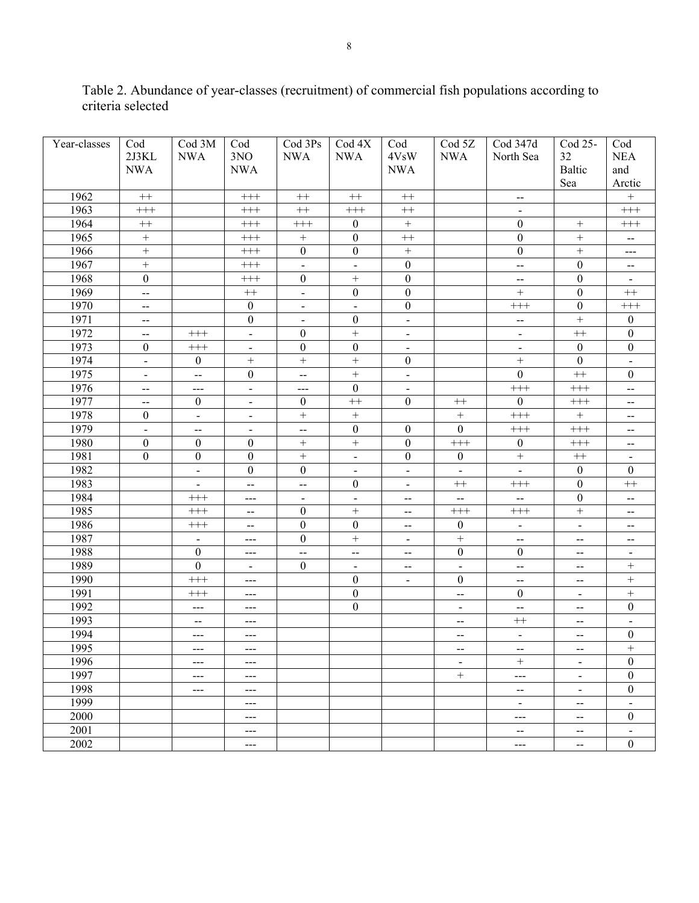Table 2. Abundance of year-classes (recruitment) of commercial fish populations according to criteria selected

| Year-classes | Cod 2J3KL NWA | Cod 3M NWA | Cod 3NO NWA | Cod 3Ps NWA | Cod 4X NWA | Cod 4VsW NWA | Cod 5Z NWA | Cod 347d North Sea | Cod 25-32 Baltic Sea | Cod NEA and Arctic |
|---|---|---|---|---|---|---|---|---|---|---|
| 1962 | ++ | | +++ | ++ | ++ | ++ | | -- | | + |
| 1963 | +++ | | +++ | ++ | +++ | ++ | | - | | +++ |
| 1964 | ++ | | +++ | +++ | 0 | + | | 0 | + | +++ |
| 1965 | + | | +++ | + | 0 | ++ | | 0 | + | -- |
| 1966 | + | | +++ | 0 | 0 | + | | 0 | + | --- |
| 1967 | + | | +++ | - | - | 0 | | -- | 0 | -- |
| 1968 | 0 | | +++ | 0 | + | 0 | | -- | 0 | - |
| 1969 | -- | | ++ | - | 0 | 0 | | + | 0 | ++ |
| 1970 | -- | | 0 | - | - | 0 | | +++ | 0 | +++ |
| 1971 | -- | | 0 | - | 0 | - | | -- | + | 0 |
| 1972 | -- | +++ | - | 0 | + | - | | - | ++ | 0 |
| 1973 | 0 | +++ | - | 0 | 0 | - | | - | 0 | 0 |
| 1974 | - | 0 | + | + | + | 0 | | + | 0 | - |
| 1975 | - | -- | 0 | -- | + | - | | 0 | ++ | 0 |
| 1976 | -- | --- | - | --- | 0 | - | | +++ | +++ | -- |
| 1977 | -- | 0 | - | 0 | ++ | 0 | ++ | 0 | +++ | -- |
| 1978 | 0 | - | - | + | + | | + | +++ | + | -- |
| 1979 | - | -- | - | -- | 0 | 0 | 0 | +++ | +++ | -- |
| 1980 | 0 | 0 | 0 | + | + | 0 | +++ | 0 | +++ | -- |
| 1981 | 0 | 0 | 0 | + | - | 0 | 0 | + | ++ | - |
| 1982 | | - | 0 | 0 | - | - | - | - | 0 | 0 |
| 1983 | | - | -- | -- | 0 | - | ++ | +++ | 0 | ++ |
| 1984 | | +++ | --- | - | - | -- | -- | -- | 0 | -- |
| 1985 | | +++ | -- | 0 | + | -- | +++ | +++ | + | -- |
| 1986 | | +++ | -- | 0 | 0 | -- | 0 | - | - | -- |
| 1987 | | - | --- | 0 | + | - | + | -- | -- | -- |
| 1988 | | 0 | --- | -- | -- | -- | 0 | 0 | -- | - |
| 1989 | | 0 | - | 0 | - | -- | - | -- | -- | + |
| 1990 | | +++ | --- | | 0 | - | 0 | -- | -- | + |
| 1991 | | +++ | --- | | 0 | | -- | 0 | - | + |
| 1992 | | --- | --- | | 0 | | - | -- | -- | 0 |
| 1993 | | -- | --- | | | | -- | ++ | -- | - |
| 1994 | | --- | --- | | | | -- | - | -- | 0 |
| 1995 | | --- | --- | | | | -- | -- | -- | + |
| 1996 | | --- | --- | | | | - | + | - | 0 |
| 1997 | | --- | --- | | | | + | --- | - | 0 |
| 1998 | | --- | --- | | | | | -- | - | 0 |
| 1999 | | | --- | | | | | - | -- | - |
| 2000 | | | --- | | | | | --- | -- | 0 |
| 2001 | | | --- | | | | | -- | -- | - |
| 2002 | | | --- | | | | | --- | -- | 0 |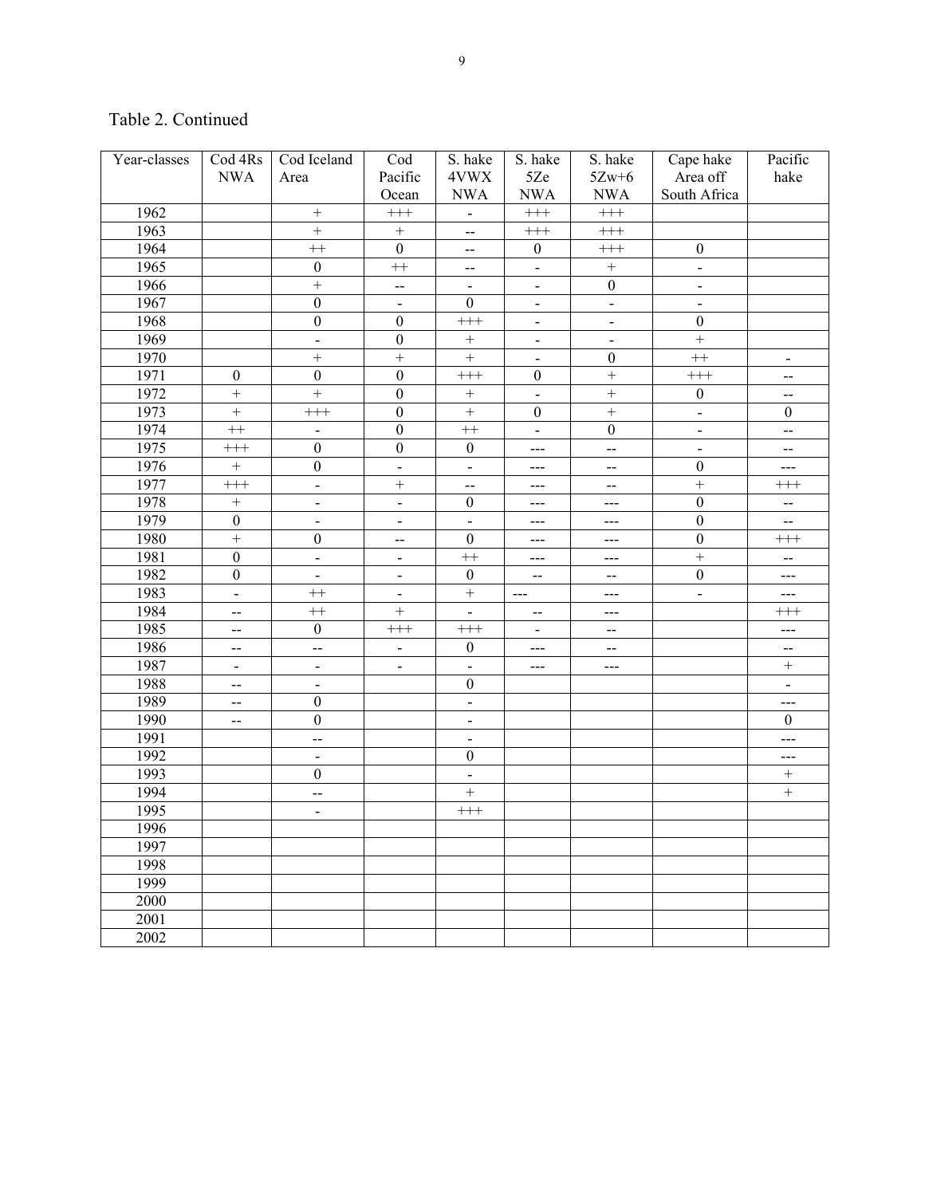Table 2. Continued

| Year-classes | Cod 4Rs NWA | Cod Iceland Area | Cod Pacific Ocean | S. hake 4VWX NWA | S. hake 5Ze NWA | S. hake 5Zw+6 NWA | Cape hake Area off South Africa | Pacific hake |
|---|---|---|---|---|---|---|---|---|
| 1962 | | + | +++ | - | +++ | +++ | | |
| 1963 | | + | + | -- | +++ | +++ | | |
| 1964 | | ++ | 0 | -- | 0 | +++ | 0 | |
| 1965 | | 0 | ++ | -- | - | + | - | |
| 1966 | | + | -- | - | - | 0 | - | |
| 1967 | | 0 | - | 0 | - | - | - | |
| 1968 | | 0 | 0 | +++ | - | - | 0 | |
| 1969 | | - | 0 | + | - | - | + | |
| 1970 | | + | + | + | - | 0 | ++ | - |
| 1971 | 0 | 0 | 0 | +++ | 0 | + | +++ | -- |
| 1972 | + | + | 0 | + | - | + | 0 | -- |
| 1973 | + | +++ | 0 | + | 0 | + | - | 0 |
| 1974 | ++ | - | 0 | ++ | - | 0 | - | -- |
| 1975 | +++ | 0 | 0 | 0 | --- | -- | - | -- |
| 1976 | + | 0 | - | - | --- | -- | 0 | --- |
| 1977 | +++ | - | + | -- | --- | -- | + | +++ |
| 1978 | + | - | - | 0 | --- | --- | 0 | -- |
| 1979 | 0 | - | - | - | --- | --- | 0 | -- |
| 1980 | + | 0 | -- | 0 | --- | --- | 0 | +++ |
| 1981 | 0 | - | - | ++ | --- | --- | + | -- |
| 1982 | 0 | - | - | 0 | -- | -- | 0 | --- |
| 1983 | - | ++ | - | + | --- | --- | - | --- |
| 1984 | -- | ++ | + | - | -- | --- | | +++ |
| 1985 | -- | 0 | +++ | +++ | - | -- | | --- |
| 1986 | -- | -- | - | 0 | --- | -- | | -- |
| 1987 | - | - | - | - | --- | --- | | + |
| 1988 | -- | - | | 0 | | | | - |
| 1989 | -- | 0 | | - | | | | --- |
| 1990 | -- | 0 | | - | | | | 0 |
| 1991 | | -- | | - | | | | --- |
| 1992 | | - | | 0 | | | | --- |
| 1993 | | 0 | | - | | | | + |
| 1994 | | -- | | + | | | | + |
| 1995 | | - | | +++ | | | | |
| 1996 | | | | | | | | |
| 1997 | | | | | | | | |
| 1998 | | | | | | | | |
| 1999 | | | | | | | | |
| 2000 | | | | | | | | |
| 2001 | | | | | | | | |
| 2002 | | | | | | | | |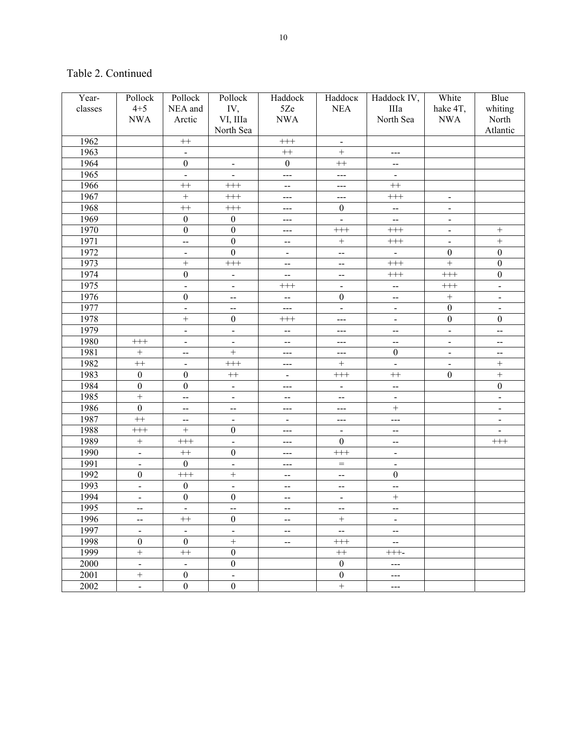Table 2. Continued

| Year-classes | Pollock 4+5 NWA | Pollock NEA and Arctic | Pollock IV, VI, IIIa North Sea | Haddock 5Ze NWA | Haddocк NEA | Haddock IV, IIIa North Sea | White hake 4T, NWA | Blue whiting North Atlantic |
|---|---|---|---|---|---|---|---|---|
| 1962 | | ++ | | +++ | - | | | |
| 1963 | | - | | ++ | + | --- | | |
| 1964 | | 0 | - | 0 | ++ | -- | | |
| 1965 | | - | - | --- | --- | - | | |
| 1966 | | ++ | +++ | -- | --- | ++ | | |
| 1967 | | + | +++ | --- | --- | +++ | - | |
| 1968 | | ++ | +++ | --- | 0 | -- | - | |
| 1969 | | 0 | 0 | --- | - | -- | - | |
| 1970 | | 0 | 0 | --- | +++ | +++ | - | + |
| 1971 | | -- | 0 | -- | + | +++ | - | + |
| 1972 | | - | 0 | - | -- | - | 0 | 0 |
| 1973 | | + | +++ | -- | -- | +++ | + | 0 |
| 1974 | | 0 | - | -- | -- | +++ | +++ | 0 |
| 1975 | | - | - | +++ | - | -- | +++ | - |
| 1976 | | 0 | -- | -- | 0 | -- | + | - |
| 1977 | | - | -- | --- | - | - | 0 | - |
| 1978 | | + | 0 | +++ | --- | - | 0 | 0 |
| 1979 | | - | - | -- | --- | -- | - | -- |
| 1980 | +++ | - | - | -- | --- | -- | - | -- |
| 1981 | + | -- | + | --- | --- | 0 | - | -- |
| 1982 | ++ | - | +++ | --- | + | - | - | + |
| 1983 | 0 | 0 | ++ | - | +++ | ++ | 0 | + |
| 1984 | 0 | 0 | - | --- | - | -- | | 0 |
| 1985 | + | -- | - | -- | -- | - | | - |
| 1986 | 0 | -- | -- | --- | --- | + | | - |
| 1987 | ++ | -- | - | - | --- | --- | | - |
| 1988 | +++ | + | 0 | --- | - | -- | | - |
| 1989 | + | +++ | - | --- | 0 | -- | | +++ |
| 1990 | - | ++ | 0 | --- | +++ | - | | |
| 1991 | - | 0 | - | --- | = | - | | |
| 1992 | 0 | +++ | + | -- | -- | 0 | | |
| 1993 | - | 0 | - | -- | -- | -- | | |
| 1994 | - | 0 | 0 | -- | - | + | | |
| 1995 | -- | - | -- | -- | -- | -- | | |
| 1996 | -- | ++ | 0 | -- | + | - | | |
| 1997 | - | - | - | -- | -- | -- | | |
| 1998 | 0 | 0 | + | -- | +++ | -- | | |
| 1999 | + | ++ | 0 | | ++ | +++- | | |
| 2000 | - | - | 0 | | 0 | --- | | |
| 2001 | + | 0 | - | | 0 | --- | | |
| 2002 | - | 0 | 0 | | + | --- | | |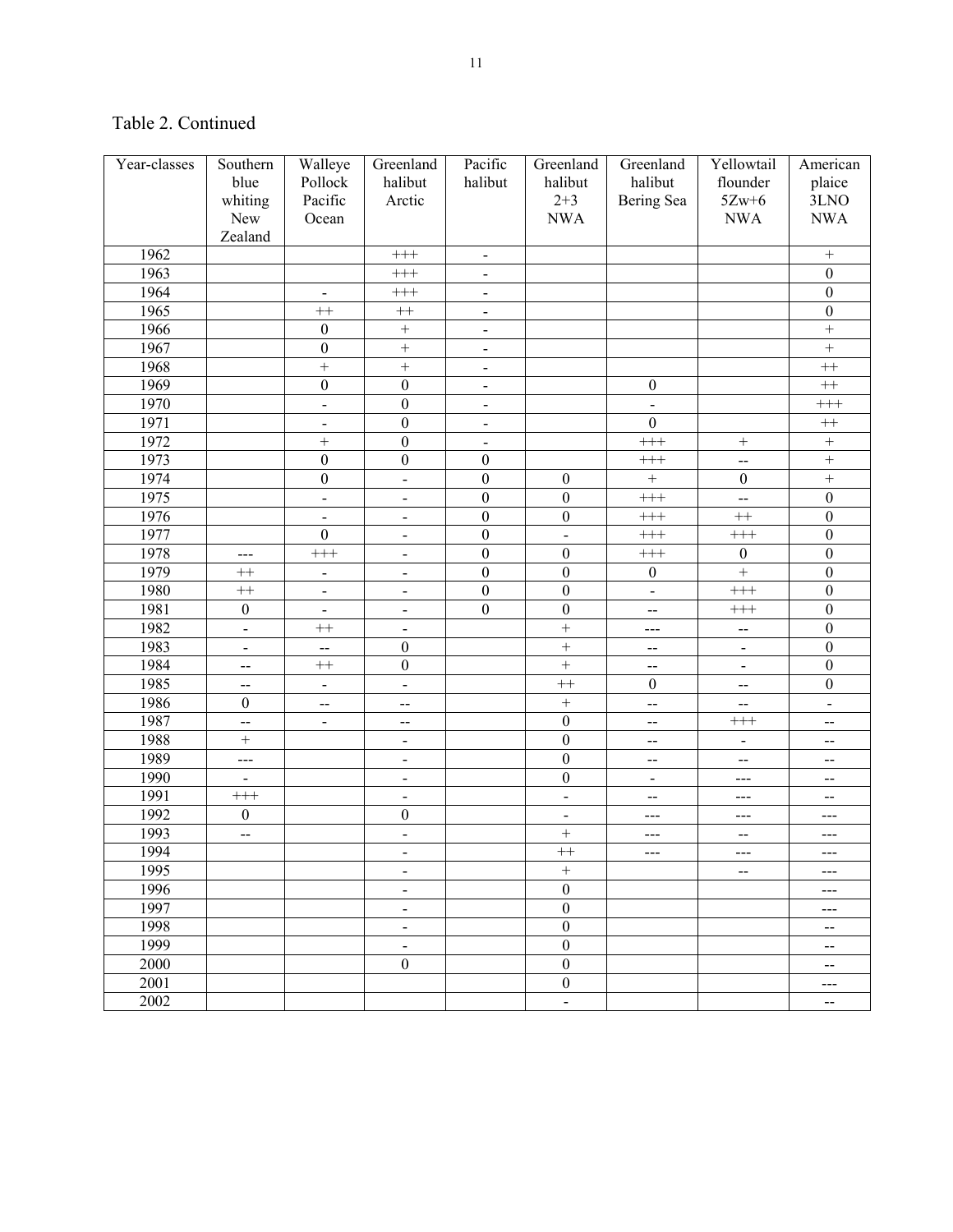Table 2. Continued

| Year-classes | Southern blue whiting New Zealand | Walleye Pollock Pacific Ocean | Greenland halibut Arctic | Pacific halibut | Greenland halibut 2+3 NWA | Greenland halibut Bering Sea | Yellowtail flounder 5Zw+6 NWA | American plaice 3LNO NWA |
|---|---|---|---|---|---|---|---|---|
| 1962 | | | +++ | - | | | | + |
| 1963 | | | +++ | - | | | | 0 |
| 1964 | | - | +++ | - | | | | 0 |
| 1965 | | ++ | ++ | - | | | | 0 |
| 1966 | | 0 | + | - | | | | + |
| 1967 | | 0 | + | - | | | | + |
| 1968 | | + | + | - | | | | ++ |
| 1969 | | 0 | 0 | - | | 0 | | ++ |
| 1970 | | - | 0 | - | | - | | +++ |
| 1971 | | - | 0 | - | | 0 | | ++ |
| 1972 | | + | 0 | - | | +++ | + | + |
| 1973 | | 0 | 0 | 0 | | +++ | -- | + |
| 1974 | | 0 | - | 0 | 0 | + | 0 | + |
| 1975 | | - | - | 0 | 0 | +++ | -- | 0 |
| 1976 | | - | - | 0 | 0 | +++ | ++ | 0 |
| 1977 | | 0 | - | 0 | - | +++ | +++ | 0 |
| 1978 | --- | +++ | - | 0 | 0 | +++ | 0 | 0 |
| 1979 | ++ | - | - | 0 | 0 | 0 | + | 0 |
| 1980 | ++ | - | - | 0 | 0 | - | +++ | 0 |
| 1981 | 0 | - | - | 0 | 0 | -- | +++ | 0 |
| 1982 | - | ++ | - | | + | --- | -- | 0 |
| 1983 | - | -- | 0 | | + | -- | - | 0 |
| 1984 | -- | ++ | 0 | | + | -- | - | 0 |
| 1985 | -- | - | - | | ++ | 0 | -- | 0 |
| 1986 | 0 | -- | -- | | + | -- | -- | - |
| 1987 | -- | - | -- | | 0 | -- | +++ | -- |
| 1988 | + | | - | | 0 | -- | - | -- |
| 1989 | --- | | - | | 0 | -- | -- | -- |
| 1990 | - | | - | | 0 | - | --- | -- |
| 1991 | +++ | | - | | - | -- | --- | -- |
| 1992 | 0 | | 0 | | - | --- | --- | --- |
| 1993 | -- | | - | | + | --- | -- | --- |
| 1994 | | | - | | ++ | --- | --- | --- |
| 1995 | | | - | | + | | -- | --- |
| 1996 | | | - | | 0 | | | --- |
| 1997 | | | - | | 0 | | | --- |
| 1998 | | | - | | 0 | | | -- |
| 1999 | | | - | | 0 | | | -- |
| 2000 | | | 0 | | 0 | | | -- |
| 2001 | | | | | 0 | | | --- |
| 2002 | | | | | - | | | -- |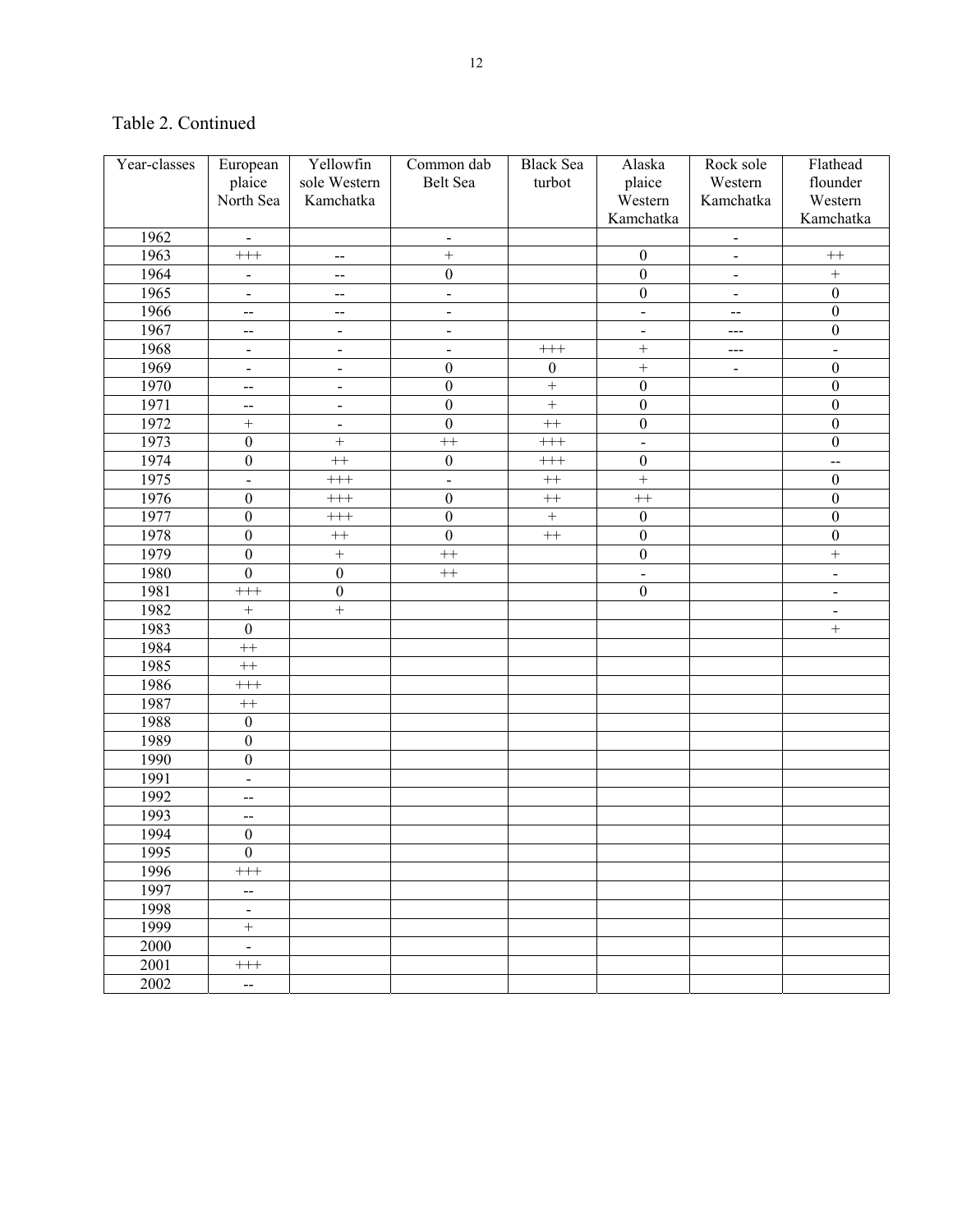Table 2. Continued

| Year-classes | European plaice North Sea | Yellowfin sole Western Kamchatka | Common dab Belt Sea | Black Sea turbot | Alaska plaice Western Kamchatka | Rock sole Western Kamchatka | Flathead flounder Western Kamchatka |
|---|---|---|---|---|---|---|---|
| 1962 | - | | - | | | - | |
| 1963 | +++ | -- | + | | 0 | - | ++ |
| 1964 | - | -- | 0 | | 0 | - | + |
| 1965 | - | -- | - | | 0 | - | 0 |
| 1966 | -- | -- | - | | - | -- | 0 |
| 1967 | -- | - | - | | - | --- | 0 |
| 1968 | - | - | - | +++ | + | --- | - |
| 1969 | - | - | 0 | 0 | + | - | 0 |
| 1970 | -- | - | 0 | + | 0 | | 0 |
| 1971 | -- | - | 0 | + | 0 | | 0 |
| 1972 | + | - | 0 | ++ | 0 | | 0 |
| 1973 | 0 | + | ++ | +++ | - | | 0 |
| 1974 | 0 | ++ | 0 | +++ | 0 | | -- |
| 1975 | - | +++ | - | ++ | + | | 0 |
| 1976 | 0 | +++ | 0 | ++ | ++ | | 0 |
| 1977 | 0 | +++ | 0 | + | 0 | | 0 |
| 1978 | 0 | ++ | 0 | ++ | 0 | | 0 |
| 1979 | 0 | + | ++ | | 0 | | + |
| 1980 | 0 | 0 | ++ | | - | | - |
| 1981 | +++ | 0 | | | 0 | | - |
| 1982 | + | + | | | | | - |
| 1983 | 0 | | | | | | + |
| 1984 | ++ | | | | | | |
| 1985 | ++ | | | | | | |
| 1986 | +++ | | | | | | |
| 1987 | ++ | | | | | | |
| 1988 | 0 | | | | | | |
| 1989 | 0 | | | | | | |
| 1990 | 0 | | | | | | |
| 1991 | - | | | | | | |
| 1992 | -- | | | | | | |
| 1993 | -- | | | | | | |
| 1994 | 0 | | | | | | |
| 1995 | 0 | | | | | | |
| 1996 | +++ | | | | | | |
| 1997 | -- | | | | | | |
| 1998 | - | | | | | | |
| 1999 | + | | | | | | |
| 2000 | - | | | | | | |
| 2001 | +++ | | | | | | |
| 2002 | -- | | | | | | |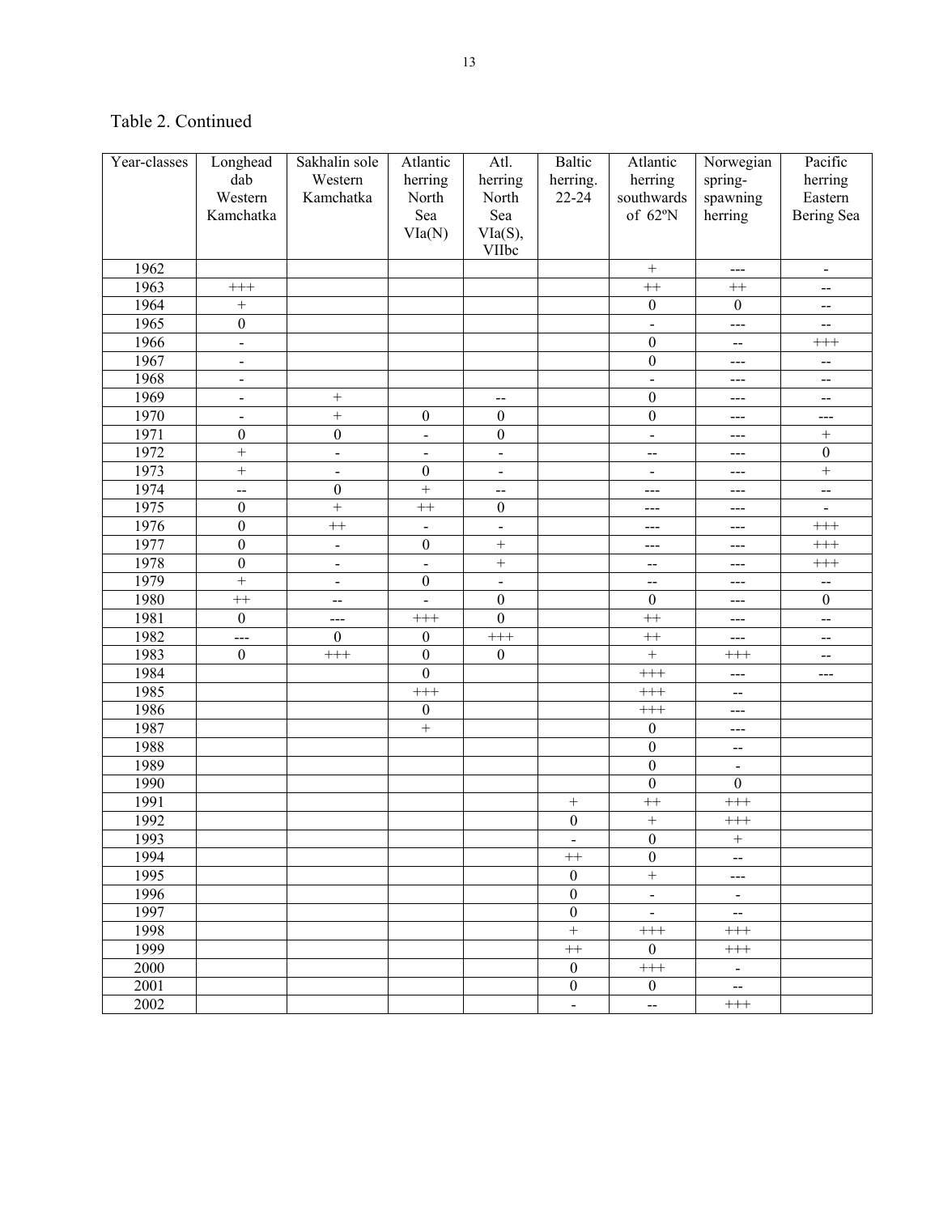Table 2. Continued

| Year-classes | Longhead dab Western Kamchatka | Sakhalin sole Western Kamchatka | Atlantic herring North Sea VIa(N) | Atl. herring North Sea VIa(S), VIIbc | Baltic herring. 22-24 | Atlantic herring southwards of 62ºN | Norwegian spring-spawning herring | Pacific herring Eastern Bering Sea |
|---|---|---|---|---|---|---|---|---|
| 1962 | | | | | | + | --- | - |
| 1963 | +++ | | | | | ++ | ++ | -- |
| 1964 | + | | | | | 0 | 0 | -- |
| 1965 | 0 | | | | | - | --- | -- |
| 1966 | - | | | | | 0 | -- | +++ |
| 1967 | - | | | | | 0 | --- | -- |
| 1968 | - | | | | | - | --- | -- |
| 1969 | - | + | | -- | | 0 | --- | -- |
| 1970 | - | + | 0 | 0 | | 0 | --- | --- |
| 1971 | 0 | 0 | - | 0 | | - | --- | + |
| 1972 | + | - | - | - | | -- | --- | 0 |
| 1973 | + | - | 0 | - | | - | --- | + |
| 1974 | -- | 0 | + | -- | | --- | --- | -- |
| 1975 | 0 | + | ++ | 0 | | --- | --- | - |
| 1976 | 0 | ++ | - | - | | --- | --- | +++ |
| 1977 | 0 | - | 0 | + | | --- | --- | +++ |
| 1978 | 0 | - | - | + | | -- | --- | +++ |
| 1979 | + | - | 0 | - | | -- | --- | -- |
| 1980 | ++ | -- | - | 0 | | 0 | --- | 0 |
| 1981 | 0 | --- | +++ | 0 | | ++ | --- | -- |
| 1982 | --- | 0 | 0 | +++ | | ++ | --- | -- |
| 1983 | 0 | +++ | 0 | 0 | | + | +++ | -- |
| 1984 | | | 0 | | | +++ | --- | --- |
| 1985 | | | +++ | | | +++ | -- | |
| 1986 | | | 0 | | | +++ | --- | |
| 1987 | | | + | | | 0 | --- | |
| 1988 | | | | | | 0 | -- | |
| 1989 | | | | | | 0 | - | |
| 1990 | | | | | | 0 | 0 | |
| 1991 | | | | | + | ++ | +++ | |
| 1992 | | | | | 0 | + | +++ | |
| 1993 | | | | | - | 0 | + | |
| 1994 | | | | | ++ | 0 | -- | |
| 1995 | | | | | 0 | + | --- | |
| 1996 | | | | | 0 | - | - | |
| 1997 | | | | | 0 | - | -- | |
| 1998 | | | | | + | +++ | +++ | |
| 1999 | | | | | ++ | 0 | +++ | |
| 2000 | | | | | 0 | +++ | - | |
| 2001 | | | | | 0 | 0 | -- | |
| 2002 | | | | | - | -- | +++ | |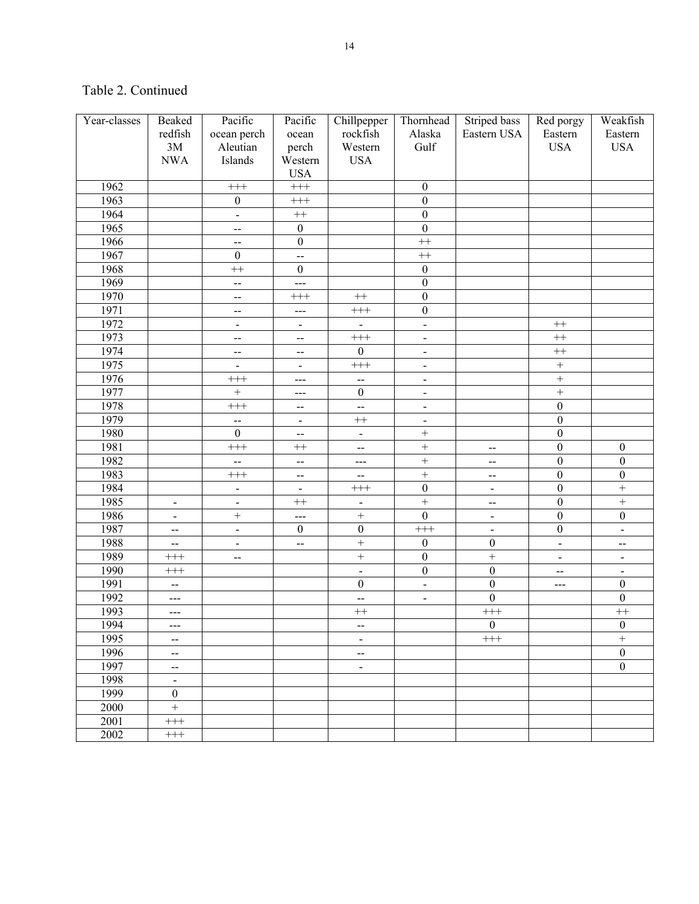Table 2. Continued

| Year-classes | Beaked redfish 3M NWA | Pacific ocean perch Aleutian Islands | Pacific ocean perch Western USA | Chillpepper rockfish Western USA | Thornhead Alaska Gulf | Striped bass Eastern USA | Red porgy Eastern USA | Weakfish Eastern USA |
|---|---|---|---|---|---|---|---|---|
| 1962 | | +++ | +++ | | 0 | | | |
| 1963 | | 0 | +++ | | 0 | | | |
| 1964 | | - | ++ | | 0 | | | |
| 1965 | | -- | 0 | | 0 | | | |
| 1966 | | -- | 0 | | ++ | | | |
| 1967 | | 0 | -- | | ++ | | | |
| 1968 | | ++ | 0 | | 0 | | | |
| 1969 | | -- | --- | | 0 | | | |
| 1970 | | -- | +++ | ++ | 0 | | | |
| 1971 | | -- | --- | +++ | 0 | | | |
| 1972 | | - | - | - | - | | ++ | |
| 1973 | | -- | -- | +++ | - | | ++ | |
| 1974 | | -- | -- | 0 | - | | ++ | |
| 1975 | | - | - | +++ | - | | + | |
| 1976 | | +++ | --- | -- | - | | + | |
| 1977 | | + | --- | 0 | - | | + | |
| 1978 | | +++ | -- | -- | - | | 0 | |
| 1979 | | -- | - | ++ | - | | 0 | |
| 1980 | | 0 | -- | - | + | | 0 | |
| 1981 | | +++ | ++ | -- | + | -- | 0 | 0 |
| 1982 | | -- | -- | --- | + | -- | 0 | 0 |
| 1983 | | +++ | -- | -- | + | -- | 0 | 0 |
| 1984 | | - | - | +++ | 0 | - | 0 | + |
| 1985 | - | - | ++ | - | + | -- | 0 | + |
| 1986 | - | + | --- | + | 0 | - | 0 | 0 |
| 1987 | -- | - | 0 | 0 | +++ | - | 0 | - |
| 1988 | -- | - | -- | + | 0 | 0 | - | -- |
| 1989 | +++ | -- | | + | 0 | + | - | - |
| 1990 | +++ | | | - | 0 | 0 | -- | - |
| 1991 | -- | | | 0 | - | 0 | --- | 0 |
| 1992 | --- | | | -- | - | 0 | | 0 |
| 1993 | --- | | | ++ | | +++ | | ++ |
| 1994 | --- | | | -- | | 0 | | 0 |
| 1995 | -- | | | - | | +++ | | + |
| 1996 | -- | | | -- | | | | 0 |
| 1997 | -- | | | - | | | | 0 |
| 1998 | - | | | | | | | |
| 1999 | 0 | | | | | | | |
| 2000 | + | | | | | | | |
| 2001 | +++ | | | | | | | |
| 2002 | +++ | | | | | | | |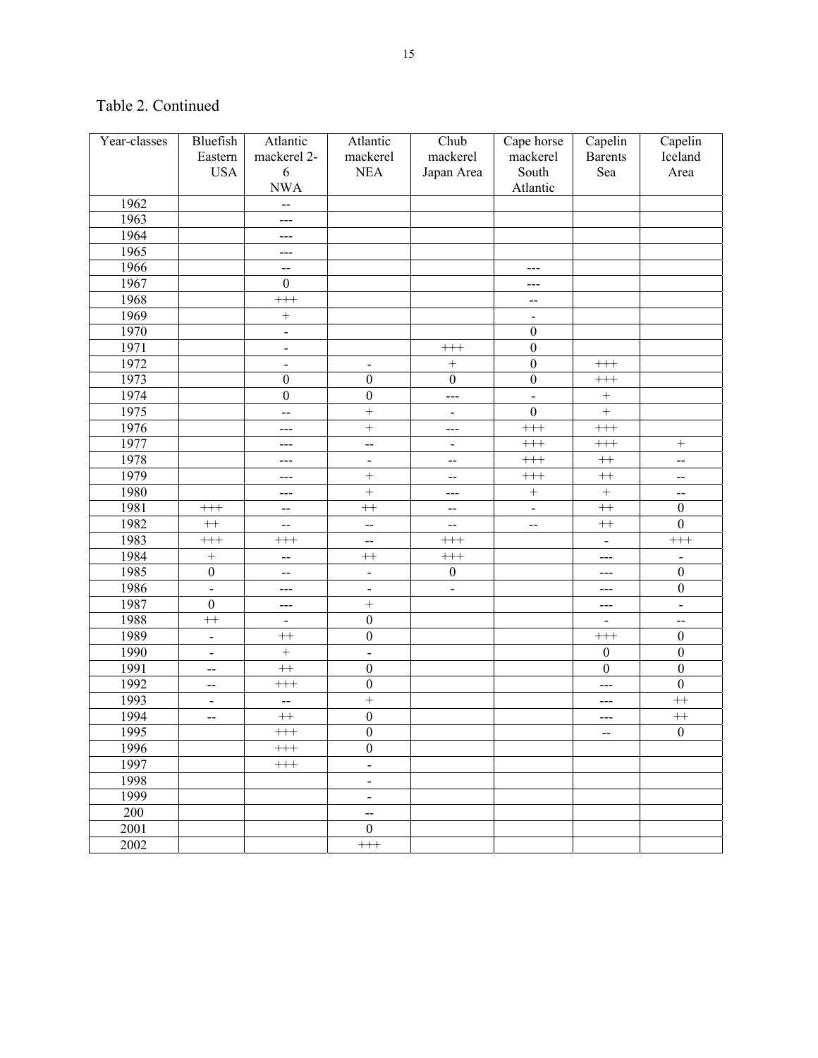Table 2. Continued

| Year-classes | Bluefish Eastern USA | Atlantic mackerel 2-6 NWA | Atlantic mackerel NEA | Chub mackerel Japan Area | Cape horse mackerel South Atlantic | Capelin Barents Sea | Capelin Iceland Area |
|---|---|---|---|---|---|---|---|
| 1962 | | -- | | | | | |
| 1963 | | --- | | | | | |
| 1964 | | --- | | | | | |
| 1965 | | --- | | | | | |
| 1966 | | -- | | | --- | | |
| 1967 | | 0 | | | --- | | |
| 1968 | | +++ | | | -- | | |
| 1969 | | + | | | - | | |
| 1970 | | - | | | 0 | | |
| 1971 | | - | | +++ | 0 | | |
| 1972 | | - | - | + | 0 | +++ | |
| 1973 | | 0 | 0 | 0 | 0 | +++ | |
| 1974 | | 0 | 0 | --- | - | + | |
| 1975 | | -- | + | - | 0 | + | |
| 1976 | | --- | + | --- | +++ | +++ | |
| 1977 | | --- | -- | - | +++ | +++ | + |
| 1978 | | --- | - | -- | +++ | ++ | -- |
| 1979 | | --- | + | -- | +++ | ++ | -- |
| 1980 | | --- | + | --- | + | + | -- |
| 1981 | +++ | -- | ++ | -- | - | ++ | 0 |
| 1982 | ++ | -- | -- | -- | -- | ++ | 0 |
| 1983 | +++ | +++ | -- | +++ | | - | +++ |
| 1984 | + | -- | ++ | +++ | | --- | - |
| 1985 | 0 | -- | - | 0 | | --- | 0 |
| 1986 | - | --- | - | - | | --- | 0 |
| 1987 | 0 | --- | + | | | --- | - |
| 1988 | ++ | - | 0 | | | - | -- |
| 1989 | - | ++ | 0 | | | +++ | 0 |
| 1990 | - | + | - | | | 0 | 0 |
| 1991 | -- | ++ | 0 | | | 0 | 0 |
| 1992 | -- | +++ | 0 | | | --- | 0 |
| 1993 | - | -- | + | | | --- | ++ |
| 1994 | -- | ++ | 0 | | | --- | ++ |
| 1995 | | +++ | 0 | | | -- | 0 |
| 1996 | | +++ | 0 | | | | |
| 1997 | | +++ | - | | | | |
| 1998 | | | - | | | | |
| 1999 | | | - | | | | |
| 200 | | | -- | | | | |
| 2001 | | | 0 | | | | |
| 2002 | | | +++ | | | | |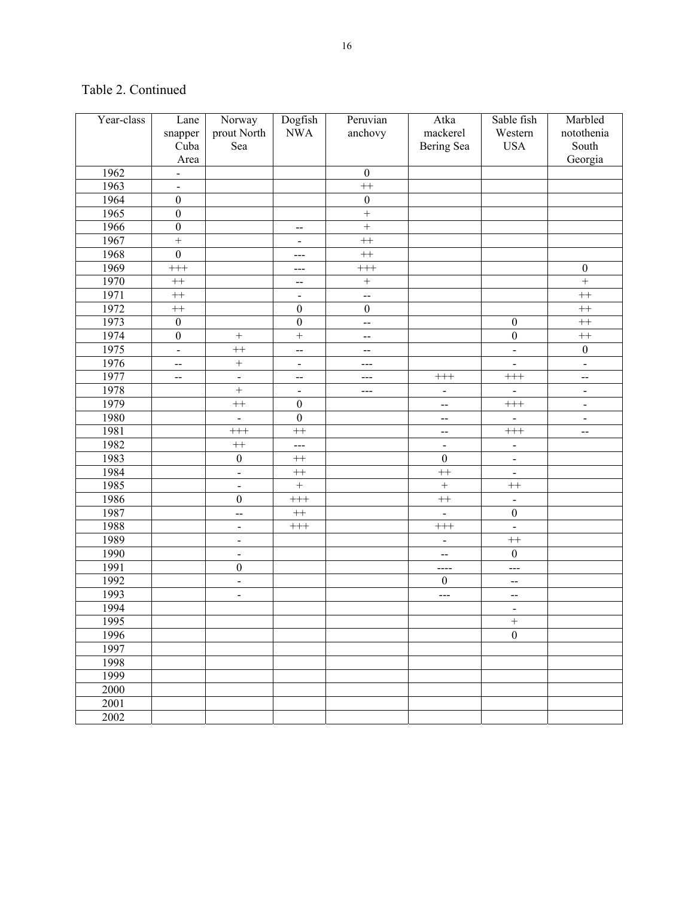Table 2. Continued

| Year-class | Lane snapper Cuba Area | Norway prout North Sea | Dogfish NWA | Peruvian anchovy | Atka mackerel Bering Sea | Sable fish Western USA | Marbled notothenia South Georgia |
|---|---|---|---|---|---|---|---|
| 1962 | - | | | 0 | | | |
| 1963 | - | | | ++ | | | |
| 1964 | 0 | | | 0 | | | |
| 1965 | 0 | | | + | | | |
| 1966 | 0 | | -- | + | | | |
| 1967 | + | | - | ++ | | | |
| 1968 | 0 | | --- | ++ | | | |
| 1969 | +++ | | --- | +++ | | | 0 |
| 1970 | ++ | | -- | + | | | + |
| 1971 | ++ | | - | -- | | | ++ |
| 1972 | ++ | | 0 | 0 | | | ++ |
| 1973 | 0 | | 0 | -- | | 0 | ++ |
| 1974 | 0 | + | + | -- | | 0 | ++ |
| 1975 | - | ++ | -- | -- | | - | 0 |
| 1976 | -- | + | - | --- | | - | - |
| 1977 | -- | - | -- | --- | +++ | +++ | -- |
| 1978 | | + | - | --- | - | - | - |
| 1979 | | ++ | 0 | | -- | +++ | - |
| 1980 | | - | 0 | | -- | - | - |
| 1981 | | +++ | ++ | | -- | +++ | -- |
| 1982 | | ++ | --- | | - | - | |
| 1983 | | 0 | ++ | | 0 | - | |
| 1984 | | - | ++ | | ++ | - | |
| 1985 | | - | + | | + | ++ | |
| 1986 | | 0 | +++ | | ++ | - | |
| 1987 | | -- | ++ | | - | 0 | |
| 1988 | | - | +++ | | +++ | - | |
| 1989 | | - | | | - | ++ | |
| 1990 | | - | | | -- | 0 | |
| 1991 | | 0 | | | ---- | --- | |
| 1992 | | - | | | 0 | -- | |
| 1993 | | - | | | --- | -- | |
| 1994 | | | | | | - | |
| 1995 | | | | | | + | |
| 1996 | | | | | | 0 | |
| 1997 | | | | | | | |
| 1998 | | | | | | | |
| 1999 | | | | | | | |
| 2000 | | | | | | | |
| 2001 | | | | | | | |
| 2002 | | | | | | | |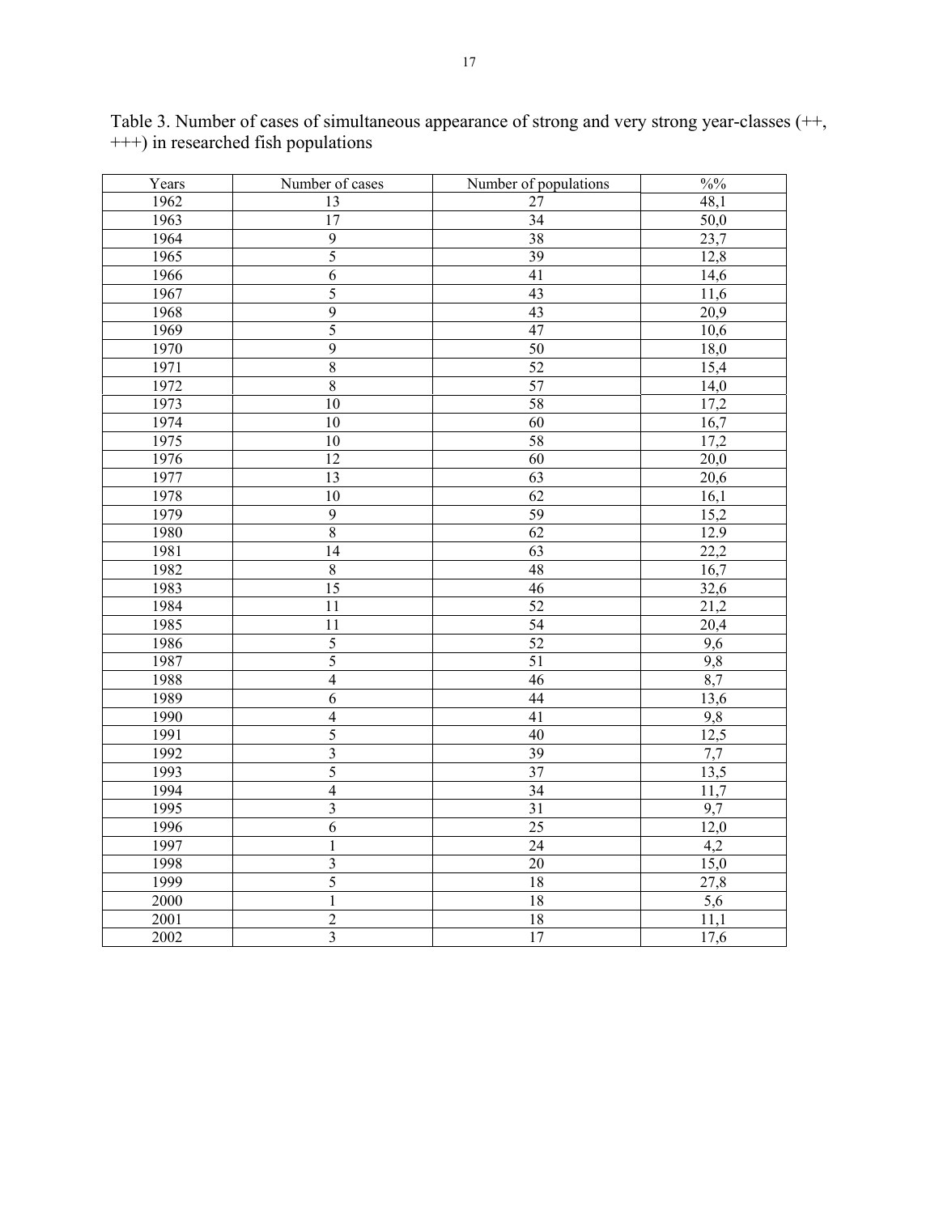Table 3. Number of cases of simultaneous appearance of strong and very strong year-classes (++, +++) in researched fish populations

| Years | Number of cases | Number of populations | %% |
|---|---|---|---|
| 1962 | 13 | 27 | 48,1 |
| 1963 | 17 | 34 | 50,0 |
| 1964 | 9 | 38 | 23,7 |
| 1965 | 5 | 39 | 12,8 |
| 1966 | 6 | 41 | 14,6 |
| 1967 | 5 | 43 | 11,6 |
| 1968 | 9 | 43 | 20,9 |
| 1969 | 5 | 47 | 10,6 |
| 1970 | 9 | 50 | 18,0 |
| 1971 | 8 | 52 | 15,4 |
| 1972 | 8 | 57 | 14,0 |
| 1973 | 10 | 58 | 17,2 |
| 1974 | 10 | 60 | 16,7 |
| 1975 | 10 | 58 | 17,2 |
| 1976 | 12 | 60 | 20,0 |
| 1977 | 13 | 63 | 20,6 |
| 1978 | 10 | 62 | 16,1 |
| 1979 | 9 | 59 | 15,2 |
| 1980 | 8 | 62 | 12.9 |
| 1981 | 14 | 63 | 22,2 |
| 1982 | 8 | 48 | 16,7 |
| 1983 | 15 | 46 | 32,6 |
| 1984 | 11 | 52 | 21,2 |
| 1985 | 11 | 54 | 20,4 |
| 1986 | 5 | 52 | 9,6 |
| 1987 | 5 | 51 | 9,8 |
| 1988 | 4 | 46 | 8,7 |
| 1989 | 6 | 44 | 13,6 |
| 1990 | 4 | 41 | 9,8 |
| 1991 | 5 | 40 | 12,5 |
| 1992 | 3 | 39 | 7,7 |
| 1993 | 5 | 37 | 13,5 |
| 1994 | 4 | 34 | 11,7 |
| 1995 | 3 | 31 | 9,7 |
| 1996 | 6 | 25 | 12,0 |
| 1997 | 1 | 24 | 4,2 |
| 1998 | 3 | 20 | 15,0 |
| 1999 | 5 | 18 | 27,8 |
| 2000 | 1 | 18 | 5,6 |
| 2001 | 2 | 18 | 11,1 |
| 2002 | 3 | 17 | 17,6 |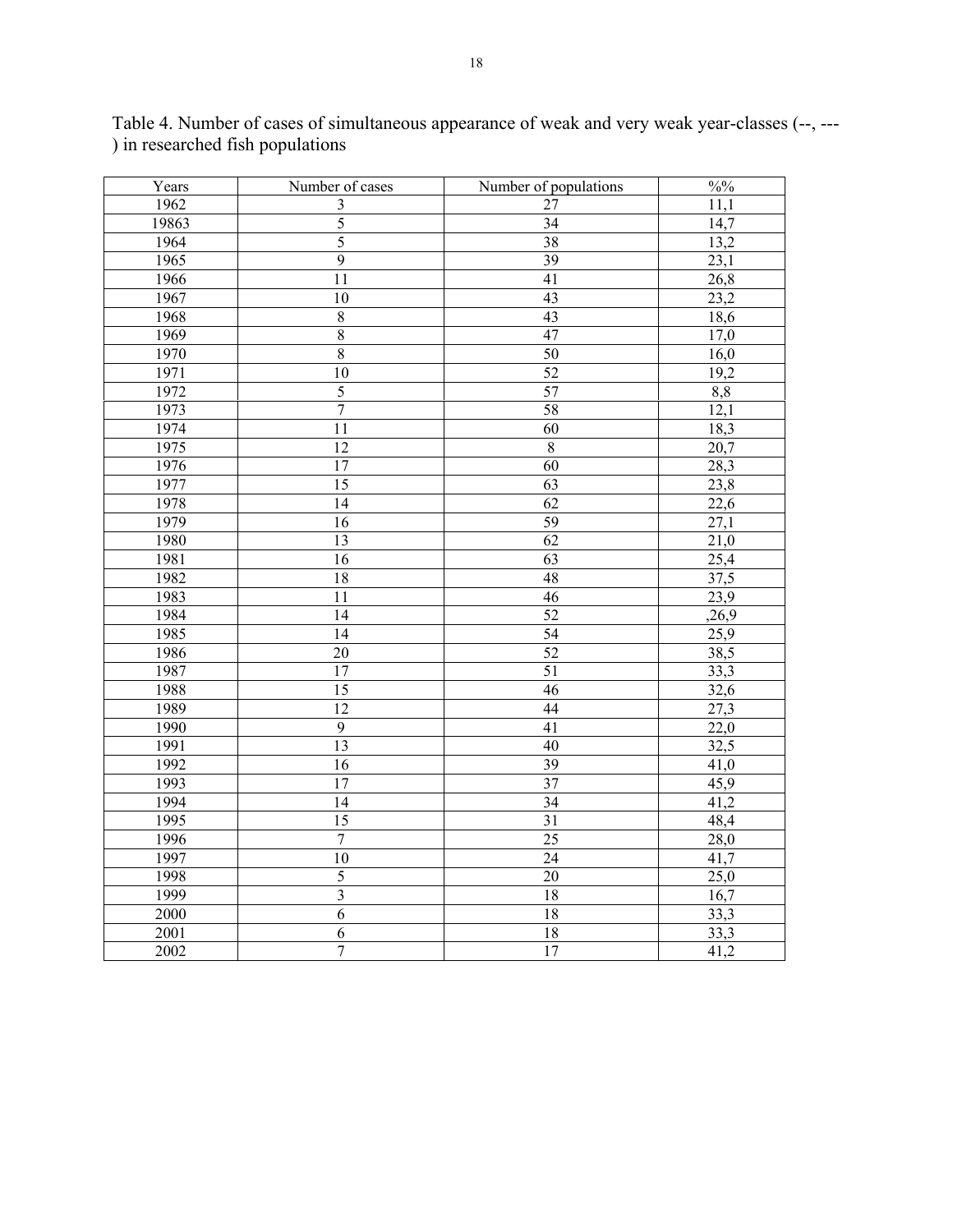Table 4. Number of cases of simultaneous appearance of weak and very weak year-classes (--, ---) in researched fish populations

| Years | Number of cases | Number of populations | %% |
|---|---|---|---|
| 1962 | 3 | 27 | 11,1 |
| 19863 | 5 | 34 | 14,7 |
| 1964 | 5 | 38 | 13,2 |
| 1965 | 9 | 39 | 23,1 |
| 1966 | 11 | 41 | 26,8 |
| 1967 | 10 | 43 | 23,2 |
| 1968 | 8 | 43 | 18,6 |
| 1969 | 8 | 47 | 17,0 |
| 1970 | 8 | 50 | 16,0 |
| 1971 | 10 | 52 | 19,2 |
| 1972 | 5 | 57 | 8,8 |
| 1973 | 7 | 58 | 12,1 |
| 1974 | 11 | 60 | 18,3 |
| 1975 | 12 | 8 | 20,7 |
| 1976 | 17 | 60 | 28,3 |
| 1977 | 15 | 63 | 23,8 |
| 1978 | 14 | 62 | 22,6 |
| 1979 | 16 | 59 | 27,1 |
| 1980 | 13 | 62 | 21,0 |
| 1981 | 16 | 63 | 25,4 |
| 1982 | 18 | 48 | 37,5 |
| 1983 | 11 | 46 | 23,9 |
| 1984 | 14 | 52 | ,26,9 |
| 1985 | 14 | 54 | 25,9 |
| 1986 | 20 | 52 | 38,5 |
| 1987 | 17 | 51 | 33,3 |
| 1988 | 15 | 46 | 32,6 |
| 1989 | 12 | 44 | 27,3 |
| 1990 | 9 | 41 | 22,0 |
| 1991 | 13 | 40 | 32,5 |
| 1992 | 16 | 39 | 41,0 |
| 1993 | 17 | 37 | 45,9 |
| 1994 | 14 | 34 | 41,2 |
| 1995 | 15 | 31 | 48,4 |
| 1996 | 7 | 25 | 28,0 |
| 1997 | 10 | 24 | 41,7 |
| 1998 | 5 | 20 | 25,0 |
| 1999 | 3 | 18 | 16,7 |
| 2000 | 6 | 18 | 33,3 |
| 2001 | 6 | 18 | 33,3 |
| 2002 | 7 | 17 | 41,2 |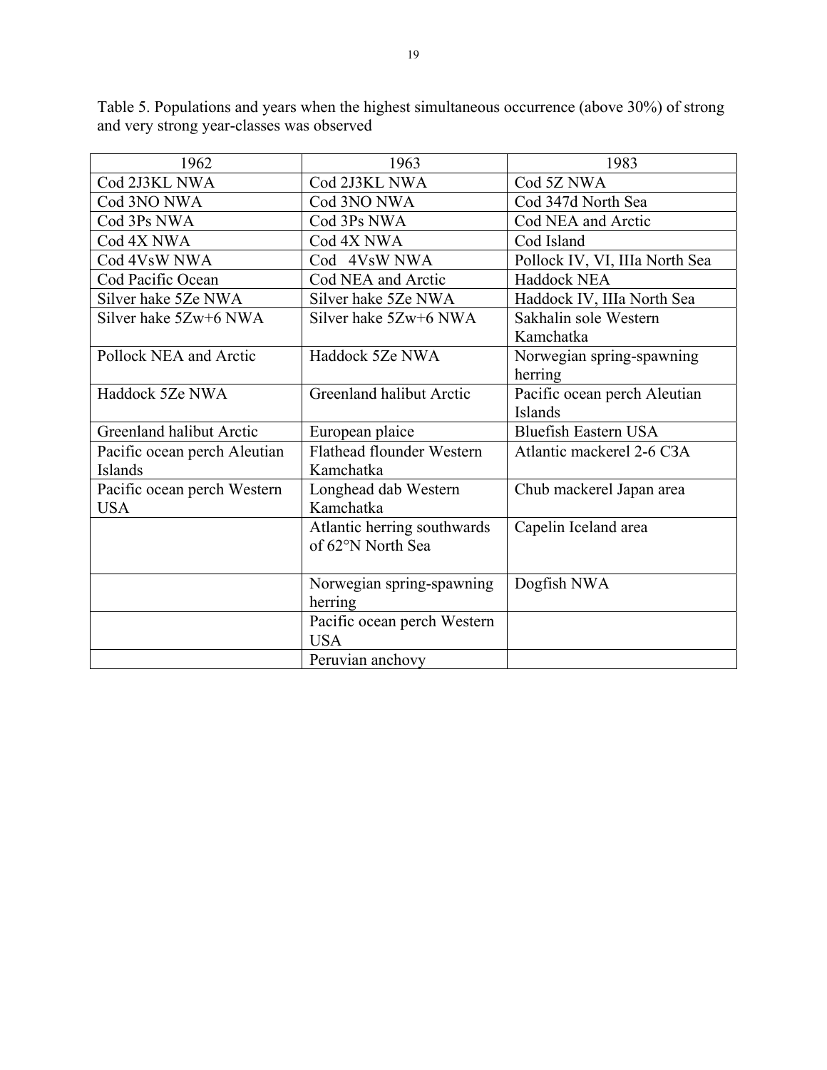Table 5. Populations and years when the highest simultaneous occurrence (above 30%) of strong and very strong year-classes was observed

| 1962 | 1963 | 1983 |
|---|---|---|
| Cod 2J3KL NWA | Cod 2J3KL NWA | Cod 5Z NWA |
| Cod 3NO NWA | Cod 3NO NWA | Cod 347d North Sea |
| Cod 3Ps NWA | Cod 3Ps NWA | Cod NEA and Arctic |
| Cod 4X NWA | Cod 4X NWA | Cod Island |
| Cod 4VsW NWA | Cod 4VsW NWA | Pollock IV, VI, IIIa North Sea |
| Cod Pacific Ocean | Cod NEA and Arctic | Haddock NEA |
| Silver hake 5Ze NWA | Silver hake 5Ze NWA | Haddock IV, IIIa North Sea |
| Silver hake 5Zw+6 NWA | Silver hake 5Zw+6 NWA | Sakhalin sole Western Kamchatka |
| Pollock NEA and Arctic | Haddock 5Ze NWA | Norwegian spring-spawning herring |
| Haddock 5Ze NWA | Greenland halibut Arctic | Pacific ocean perch Aleutian Islands |
| Greenland halibut Arctic | European plaice | Bluefish Eastern USA |
| Pacific ocean perch Aleutian Islands | Flathead flounder Western Kamchatka | Atlantic mackerel 2-6 C3A |
| Pacific ocean perch Western USA | Longhead dab Western Kamchatka | Chub mackerel Japan area |
| | Atlantic herring southwards of 62°N North Sea | Capelin Iceland area |
| | Norwegian spring-spawning herring | Dogfish NWA |
| | Pacific ocean perch Western USA | |
| | Peruvian anchovy | |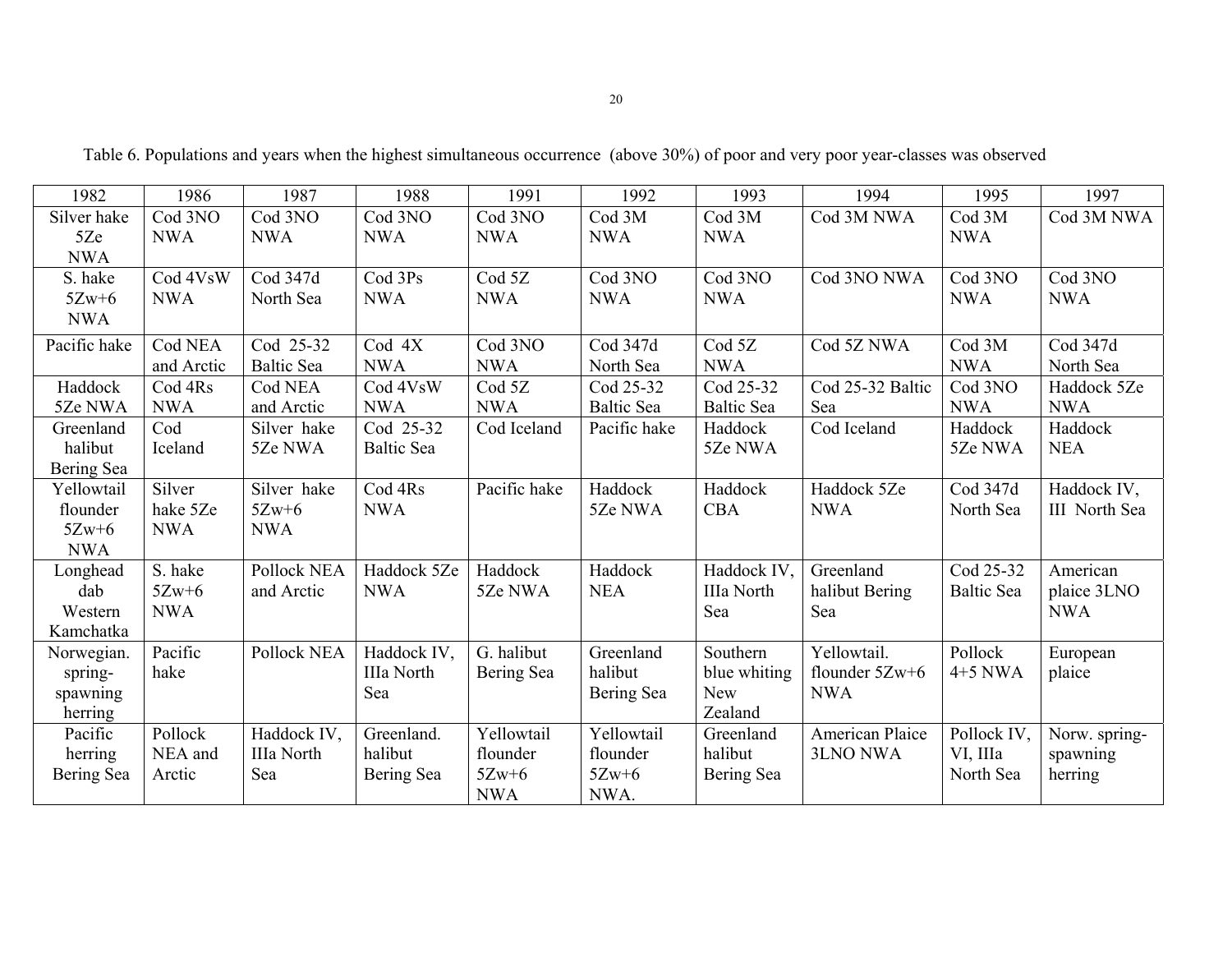Table 6. Populations and years when the highest simultaneous occurrence (above 30%) of poor and very poor year-classes was observed

| 1982 | 1986 | 1987 | 1988 | 1991 | 1992 | 1993 | 1994 | 1995 | 1997 |
|---|---|---|---|---|---|---|---|---|---|
| Silver hake 5Ze NWA | Cod 3NO NWA | Cod 3NO NWA | Cod 3NO NWA | Cod 3NO NWA | Cod 3M NWA | Cod 3M NWA | Cod 3M NWA | Cod 3M NWA | Cod 3M NWA |
| S. hake 5Zw+6 NWA | Cod 4VsW NWA | Cod 347d North Sea | Cod 3Ps NWA | Cod 5Z NWA | Cod 3NO NWA | Cod 3NO NWA | Cod 3NO NWA | Cod 3NO NWA | Cod 3NO NWA |
| Pacific hake | Cod NEA and Arctic | Cod 25-32 Baltic Sea | Cod 4X NWA | Cod 3NO NWA | Cod 347d North Sea | Cod 5Z NWA | Cod 5Z NWA | Cod 3M NWA | Cod 347d North Sea |
| Haddock 5Ze NWA | Cod 4Rs NWA | Cod NEA and Arctic | Cod 4VsW NWA | Cod 5Z NWA | Cod 25-32 Baltic Sea | Cod 25-32 Baltic Sea | Cod 25-32 Baltic Sea | Cod 3NO NWA | Haddock 5Ze NWA |
| Greenland halibut Bering Sea | Cod Iceland | Silver hake 5Ze NWA | Cod 25-32 Baltic Sea | Cod Iceland | Pacific hake | Haddock 5Ze NWA | Cod Iceland | Haddock 5Ze NWA | Haddock NEA |
| Yellowtail flounder 5Zw+6 NWA | Silver hake 5Ze NWA | Silver hake 5Zw+6 NWA | Cod 4Rs NWA | Pacific hake | Haddock 5Ze NWA | Haddock CBA | Haddock 5Ze NWA | Cod 347d North Sea | Haddock IV, III North Sea |
| Longhead dab Western Kamchatka | S. hake 5Zw+6 NWA | Pollock NEA and Arctic | Haddock 5Ze NWA | Haddock 5Ze NWA | Haddock NEA | Haddock IV, IIIa North Sea | Greenland halibut Bering Sea | Cod 25-32 Baltic Sea | American plaice 3LNO NWA |
| Norwegian. spring-spawning herring | Pacific hake | Pollock NEA | Haddock IV, IIIa North Sea | G. halibut Bering Sea | Greenland halibut Bering Sea | Southern blue whiting New Zealand | Yellowtail. flounder 5Zw+6 NWA | Pollock 4+5 NWA | European plaice |
| Pacific herring Bering Sea | Pollock NEA and Arctic | Haddock IV, IIIa North Sea | Greenland. halibut Bering Sea | Yellowtail flounder 5Zw+6 NWA | Yellowtail flounder 5Zw+6 NWA. | Greenland halibut Bering Sea | American Plaice 3LNO NWA | Pollock IV, VI, IIIa North Sea | Norw. spring-spawning herring |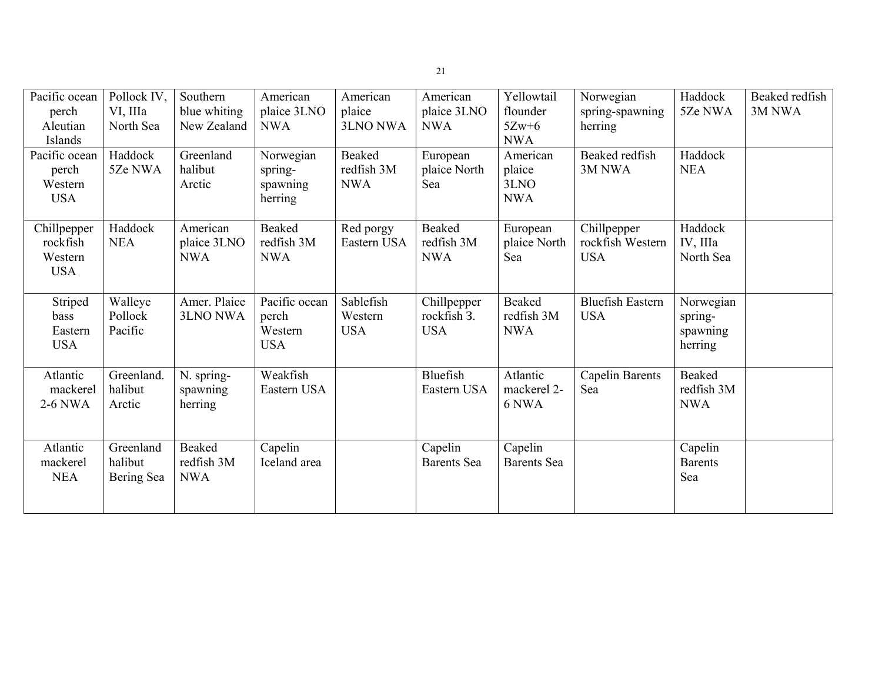| Pacific ocean perch Aleutian Islands | Pollock IV, VI, IIIa North Sea | Southern blue whiting New Zealand | American plaice 3LNO NWA | American plaice 3LNO NWA | American plaice 3LNO NWA | Yellowtail flounder 5Zw+6 NWA | Norwegian spring-spawning herring | Haddock 5Ze NWA | Beaked redfish 3M NWA |
|---|---|---|---|---|---|---|---|---|---|
| Pacific ocean perch Western USA | Haddock 5Ze NWA | Greenland halibut Arctic | Norwegian spring-spawning herring | Beaked redfish 3M NWA | European plaice North Sea | American plaice 3LNO NWA | Beaked redfish 3M NWA | Haddock NEA | |
| Chillpepper rockfish Western USA | Haddock NEA | American plaice 3LNO NWA | Beaked redfish 3M NWA | Red porgy Eastern USA | Beaked redfish 3M NWA | European plaice North Sea | Chillpepper rockfish Western USA | Haddock IV, IIIa North Sea | |
| Striped bass Eastern USA | Walleye Pollock Pacific | Amer. Plaice 3LNO NWA | Pacific ocean perch Western USA | Sablefish Western USA | Chillpepper rockfish 3. USA | Beaked redfish 3M NWA | Bluefish Eastern USA | Norwegian spring-spawning herring | |
| Atlantic mackerel 2-6 NWA | Greenland. halibut Arctic | N. spring-spawning herring | Weakfish Eastern USA | | Bluefish Eastern USA | Atlantic mackerel 2-6 NWA | Capelin Barents Sea | Beaked redfish 3M NWA | |
| Atlantic mackerel NEA | Greenland halibut Bering Sea | Beaked redfish 3M NWA | Capelin Iceland area | | Capelin Barents Sea | Capelin Barents Sea | | Capelin Barents Sea | |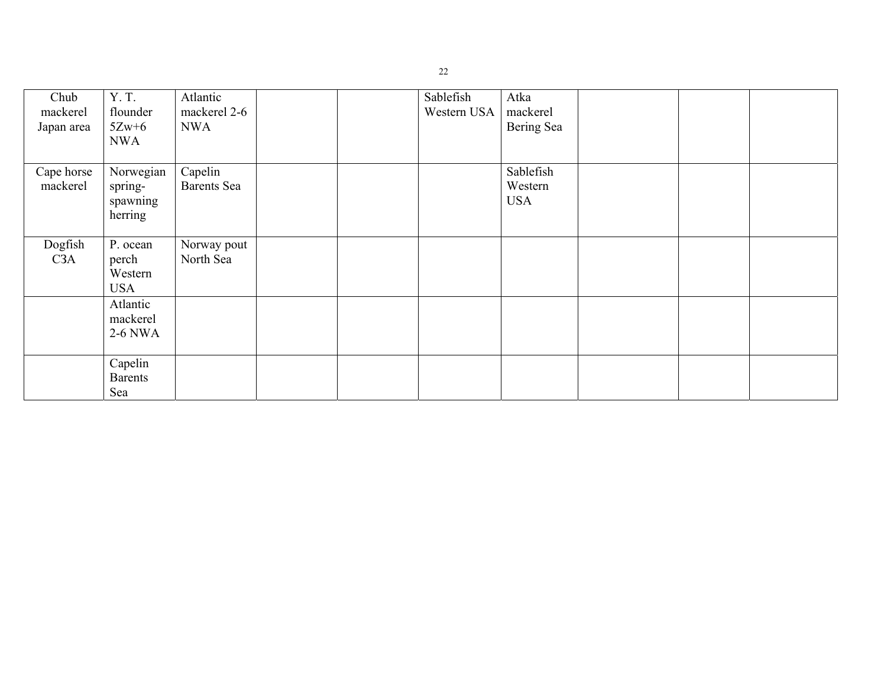| | | | | | | | | | |
|---|---|---|---|---|---|---|---|---|---|
| Chub mackerel Japan area | Y. T. flounder 5Zw+6 NWA | Atlantic mackerel 2-6 NWA | | | Sablefish Western USA | Atka mackerel Bering Sea | | | |
| Cape horse mackerel | Norwegian spring-spawning herring | Capelin Barents Sea | | | | Sablefish Western USA | | | |
| Dogfish СЗА | P. ocean perch Western USA | Norway pout North Sea | | | | | | | |
| | Atlantic mackerel 2-6 NWA | | | | | | | | |
| | Capelin Barents Sea | | | | | | | | |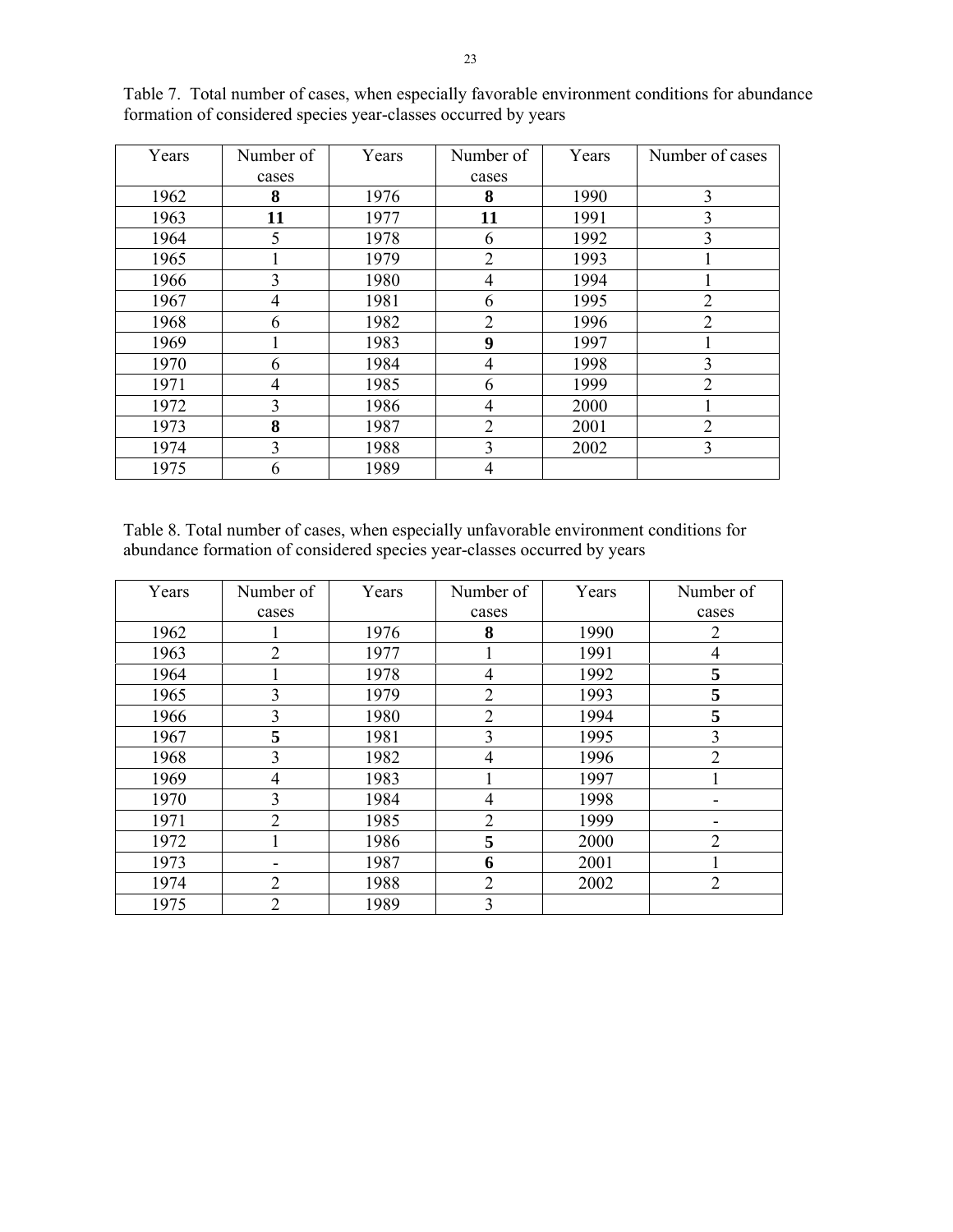Table 7. Total number of cases, when especially favorable environment conditions for abundance formation of considered species year-classes occurred by years

| Years | Number of cases | Years | Number of cases | Years | Number of cases |
|---|---|---|---|---|---|
| 1962 | **8** | 1976 | **8** | 1990 | 3 |
| 1963 | **11** | 1977 | **11** | 1991 | 3 |
| 1964 | 5 | 1978 | 6 | 1992 | 3 |
| 1965 | 1 | 1979 | 2 | 1993 | 1 |
| 1966 | 3 | 1980 | 4 | 1994 | 1 |
| 1967 | 4 | 1981 | 6 | 1995 | 2 |
| 1968 | 6 | 1982 | 2 | 1996 | 2 |
| 1969 | 1 | 1983 | **9** | 1997 | 1 |
| 1970 | 6 | 1984 | 4 | 1998 | 3 |
| 1971 | 4 | 1985 | 6 | 1999 | 2 |
| 1972 | 3 | 1986 | 4 | 2000 | 1 |
| 1973 | **8** | 1987 | 2 | 2001 | 2 |
| 1974 | 3 | 1988 | 3 | 2002 | 3 |
| 1975 | 6 | 1989 | 4 | | |

Table 8. Total number of cases, when especially unfavorable environment conditions for abundance formation of considered species year-classes occurred by years

| Years | Number of cases | Years | Number of cases | Years | Number of cases |
|---|---|---|---|---|---|
| 1962 | 1 | 1976 | **8** | 1990 | 2 |
| 1963 | 2 | 1977 | 1 | 1991 | 4 |
| 1964 | 1 | 1978 | 4 | 1992 | **5** |
| 1965 | 3 | 1979 | 2 | 1993 | **5** |
| 1966 | 3 | 1980 | 2 | 1994 | **5** |
| 1967 | **5** | 1981 | 3 | 1995 | 3 |
| 1968 | 3 | 1982 | 4 | 1996 | 2 |
| 1969 | 4 | 1983 | 1 | 1997 | 1 |
| 1970 | 3 | 1984 | 4 | 1998 | - |
| 1971 | 2 | 1985 | 2 | 1999 | - |
| 1972 | 1 | 1986 | **5** | 2000 | 2 |
| 1973 | - | 1987 | **6** | 2001 | 1 |
| 1974 | 2 | 1988 | 2 | 2002 | 2 |
| 1975 | 2 | 1989 | 3 | | |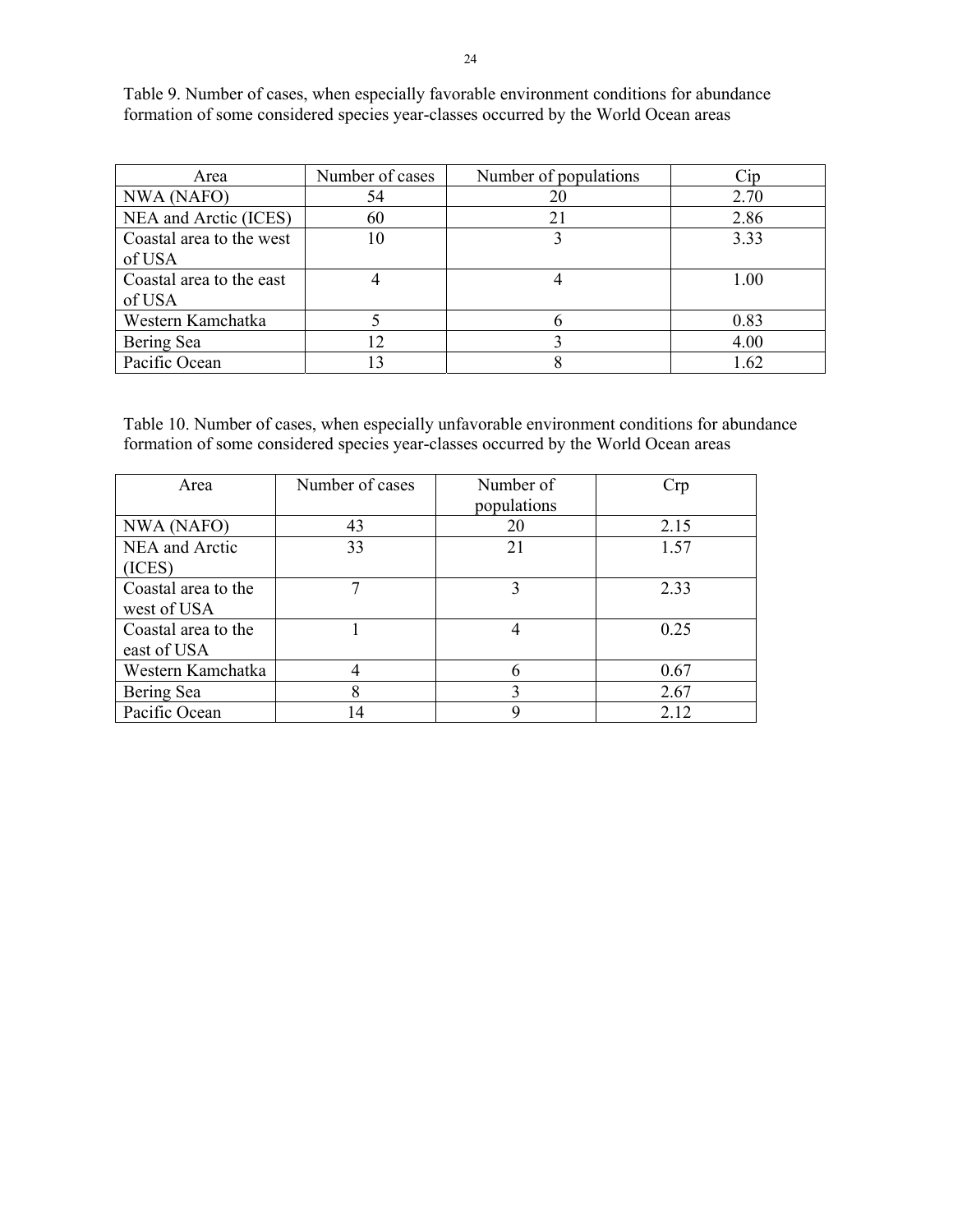Table 9. Number of cases, when especially favorable environment conditions for abundance formation of some considered species year-classes occurred by the World Ocean areas

| Area | Number of cases | Number of populations | Cip |
|---|---|---|---|
| NWA (NAFO) | 54 | 20 | 2.70 |
| NEA and Arctic (ICES) | 60 | 21 | 2.86 |
| Coastal area to the west of USA | 10 | 3 | 3.33 |
| Coastal area to the east of USA | 4 | 4 | 1.00 |
| Western Kamchatka | 5 | 6 | 0.83 |
| Bering Sea | 12 | 3 | 4.00 |
| Pacific Ocean | 13 | 8 | 1.62 |

Table 10. Number of cases, when especially unfavorable environment conditions for abundance formation of some considered species year-classes occurred by the World Ocean areas

| Area | Number of cases | Number of populations | Crp |
|---|---|---|---|
| NWA (NAFO) | 43 | 20 | 2.15 |
| NEA and Arctic (ICES) | 33 | 21 | 1.57 |
| Coastal area to the west of USA | 7 | 3 | 2.33 |
| Coastal area to the east of USA | 1 | 4 | 0.25 |
| Western Kamchatka | 4 | 6 | 0.67 |
| Bering Sea | 8 | 3 | 2.67 |
| Pacific Ocean | 14 | 9 | 2.12 |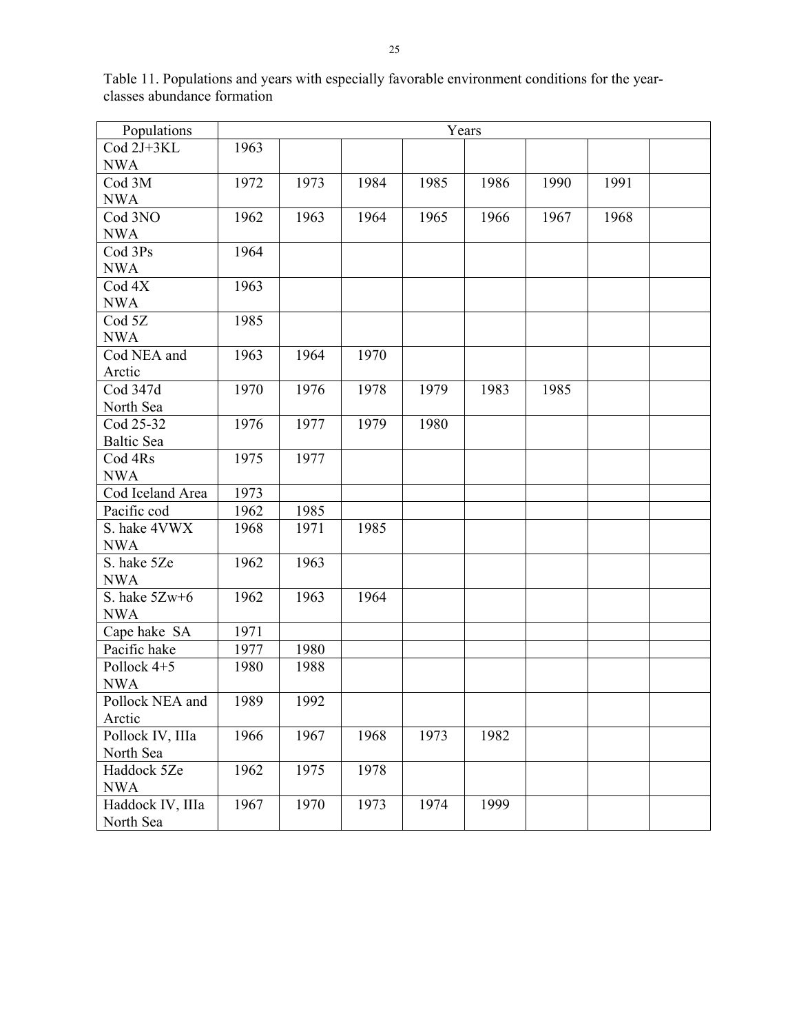Table 11. Populations and years with especially favorable environment conditions for the year-classes abundance formation

| Populations | Years | | | | | | | |
|---|---|---|---|---|---|---|---|---|
| Cod 2J+3KL NWA | 1963 | | | | | | | |
| Cod 3M NWA | 1972 | 1973 | 1984 | 1985 | 1986 | 1990 | 1991 | |
| Cod 3NO NWA | 1962 | 1963 | 1964 | 1965 | 1966 | 1967 | 1968 | |
| Cod 3Ps NWA | 1964 | | | | | | | |
| Cod 4X NWA | 1963 | | | | | | | |
| Cod 5Z NWA | 1985 | | | | | | | |
| Cod NEA and Arctic | 1963 | 1964 | 1970 | | | | | |
| Cod 347d North Sea | 1970 | 1976 | 1978 | 1979 | 1983 | 1985 | | |
| Cod 25-32 Baltic Sea | 1976 | 1977 | 1979 | 1980 | | | | |
| Cod 4Rs NWA | 1975 | 1977 | | | | | | |
| Cod Iceland Area | 1973 | | | | | | | |
| Pacific cod | 1962 | 1985 | | | | | | |
| S. hake 4VWX NWA | 1968 | 1971 | 1985 | | | | | |
| S. hake 5Ze NWA | 1962 | 1963 | | | | | | |
| S. hake 5Zw+6 NWA | 1962 | 1963 | 1964 | | | | | |
| Cape hake SA | 1971 | | | | | | | |
| Pacific hake | 1977 | 1980 | | | | | | |
| Pollock 4+5 NWA | 1980 | 1988 | | | | | | |
| Pollock NEA and Arctic | 1989 | 1992 | | | | | | |
| Pollock IV, IIIa North Sea | 1966 | 1967 | 1968 | 1973 | 1982 | | | |
| Haddock 5Ze NWA | 1962 | 1975 | 1978 | | | | | |
| Haddock IV, IIIa North Sea | 1967 | 1970 | 1973 | 1974 | 1999 | | | |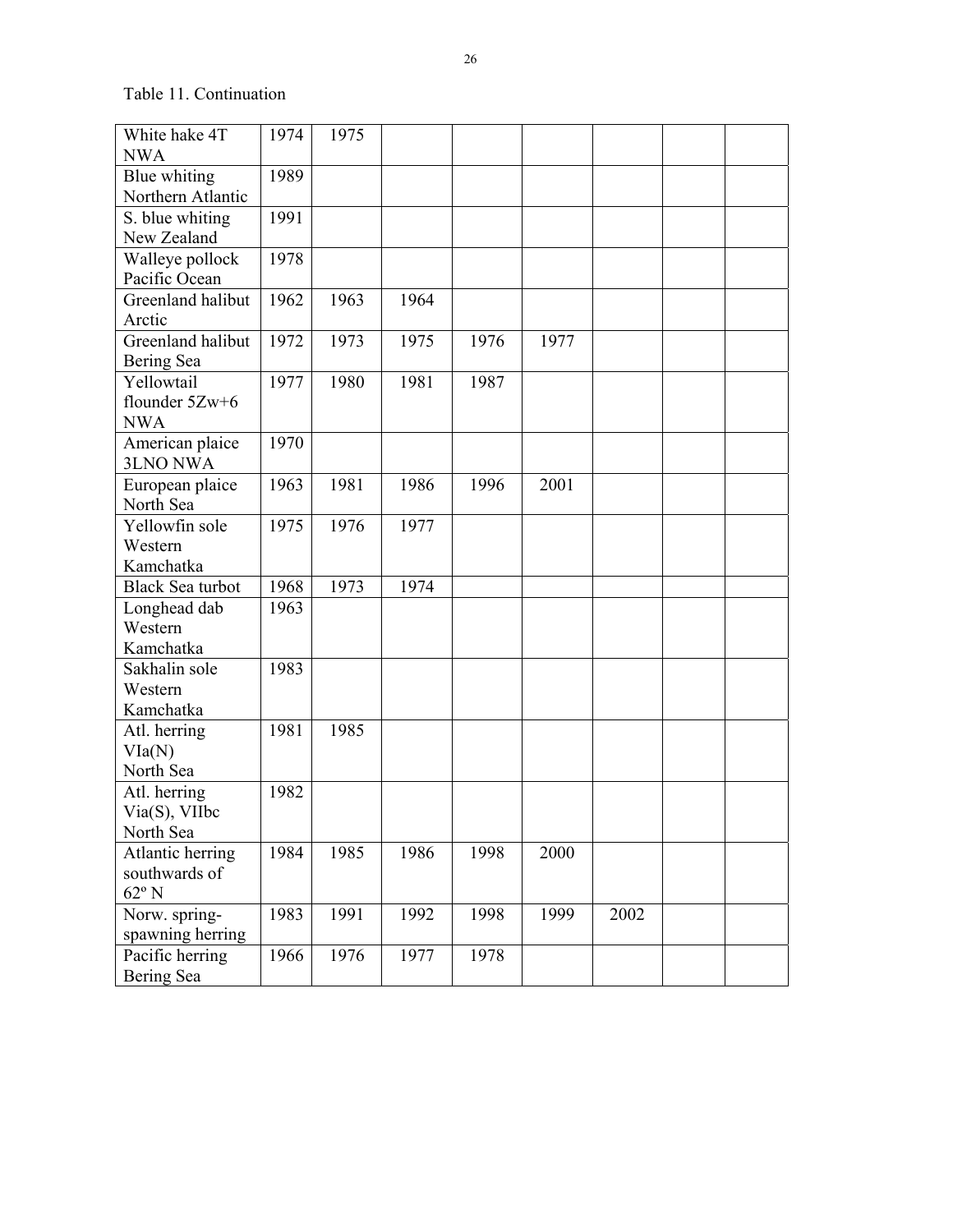Table 11. Continuation

| | | | | | | | | |
|---|---|---|---|---|---|---|---|---|
| White hake 4T NWA | 1974 | 1975 | | | | | | |
| Blue whiting Northern Atlantic | 1989 | | | | | | | |
| S. blue whiting New Zealand | 1991 | | | | | | | |
| Walleye pollock Pacific Ocean | 1978 | | | | | | | |
| Greenland halibut Arctic | 1962 | 1963 | 1964 | | | | | |
| Greenland halibut Bering Sea | 1972 | 1973 | 1975 | 1976 | 1977 | | | |
| Yellowtail flounder 5Zw+6 NWA | 1977 | 1980 | 1981 | 1987 | | | | |
| American plaice 3LNO NWA | 1970 | | | | | | | |
| European plaice North Sea | 1963 | 1981 | 1986 | 1996 | 2001 | | | |
| Yellowfin sole Western Kamchatka | 1975 | 1976 | 1977 | | | | | |
| Black Sea turbot | 1968 | 1973 | 1974 | | | | | |
| Longhead dab Western Kamchatka | 1963 | | | | | | | |
| Sakhalin sole Western Kamchatka | 1983 | | | | | | | |
| Atl. herring VIa(N) North Sea | 1981 | 1985 | | | | | | |
| Atl. herring Via(S), VIIbc North Sea | 1982 | | | | | | | |
| Atlantic herring southwards of 62º N | 1984 | 1985 | 1986 | 1998 | 2000 | | | |
| Norw. spring-spawning herring | 1983 | 1991 | 1992 | 1998 | 1999 | 2002 | | |
| Pacific herring Bering Sea | 1966 | 1976 | 1977 | 1978 | | | | |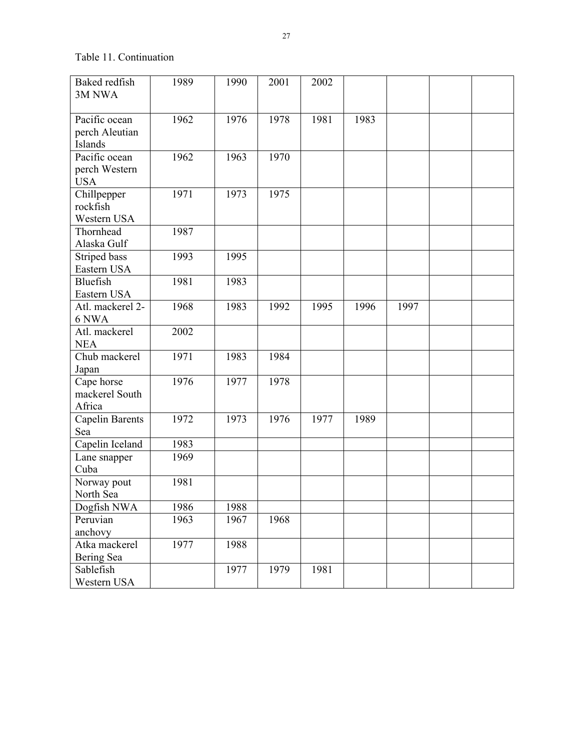Table 11. Continuation

| | | | | | | | | |
|---|---|---|---|---|---|---|---|---|
| Baked redfish 3M NWA | 1989 | 1990 | 2001 | 2002 | | | | |
| Pacific ocean perch Aleutian Islands | 1962 | 1976 | 1978 | 1981 | 1983 | | | |
| Pacific ocean perch Western USA | 1962 | 1963 | 1970 | | | | | |
| Chillpepper rockfish Western USA | 1971 | 1973 | 1975 | | | | | |
| Thornhead Alaska Gulf | 1987 | | | | | | | |
| Striped bass Eastern USA | 1993 | 1995 | | | | | | |
| Bluefish Eastern USA | 1981 | 1983 | | | | | | |
| Atl. mackerel 2-6 NWA | 1968 | 1983 | 1992 | 1995 | 1996 | 1997 | | |
| Atl. mackerel NEA | 2002 | | | | | | | |
| Chub mackerel Japan | 1971 | 1983 | 1984 | | | | | |
| Cape horse mackerel South Africa | 1976 | 1977 | 1978 | | | | | |
| Capelin Barents Sea | 1972 | 1973 | 1976 | 1977 | 1989 | | | |
| Capelin Iceland | 1983 | | | | | | | |
| Lane snapper Cuba | 1969 | | | | | | | |
| Norway pout North Sea | 1981 | | | | | | | |
| Dogfish NWA | 1986 | 1988 | | | | | | |
| Peruvian anchovy | 1963 | 1967 | 1968 | | | | | |
| Atka mackerel Bering Sea | 1977 | 1988 | | | | | | |
| Sablefish Western USA | | 1977 | 1979 | 1981 | | | | |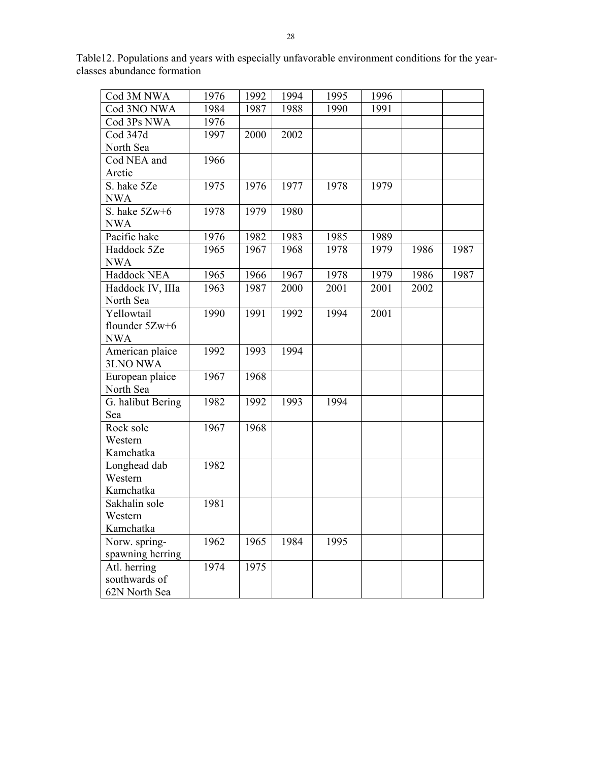Table12. Populations and years with especially unfavorable environment conditions for the year-classes abundance formation

| | | | | | | | |
|---|---|---|---|---|---|---|---|
| Cod 3M NWA | 1976 | 1992 | 1994 | 1995 | 1996 | | |
| Cod 3NO NWA | 1984 | 1987 | 1988 | 1990 | 1991 | | |
| Cod 3Ps NWA | 1976 | | | | | | |
| Cod 347d North Sea | 1997 | 2000 | 2002 | | | | |
| Cod NEA and Arctic | 1966 | | | | | | |
| S. hake 5Ze NWA | 1975 | 1976 | 1977 | 1978 | 1979 | | |
| S. hake 5Zw+6 NWA | 1978 | 1979 | 1980 | | | | |
| Pacific hake | 1976 | 1982 | 1983 | 1985 | 1989 | | |
| Haddock 5Ze NWA | 1965 | 1967 | 1968 | 1978 | 1979 | 1986 | 1987 |
| Haddock NEA | 1965 | 1966 | 1967 | 1978 | 1979 | 1986 | 1987 |
| Haddock IV, IIIa North Sea | 1963 | 1987 | 2000 | 2001 | 2001 | 2002 | |
| Yellowtail flounder 5Zw+6 NWA | 1990 | 1991 | 1992 | 1994 | 2001 | | |
| American plaice 3LNO NWA | 1992 | 1993 | 1994 | | | | |
| European plaice North Sea | 1967 | 1968 | | | | | |
| G. halibut Bering Sea | 1982 | 1992 | 1993 | 1994 | | | |
| Rock sole Western Kamchatka | 1967 | 1968 | | | | | |
| Longhead dab Western Kamchatka | 1982 | | | | | | |
| Sakhalin sole Western Kamchatka | 1981 | | | | | | |
| Norw. spring-spawning herring | 1962 | 1965 | 1984 | 1995 | | | |
| Atl. herring southwards of 62N North Sea | 1974 | 1975 | | | | | |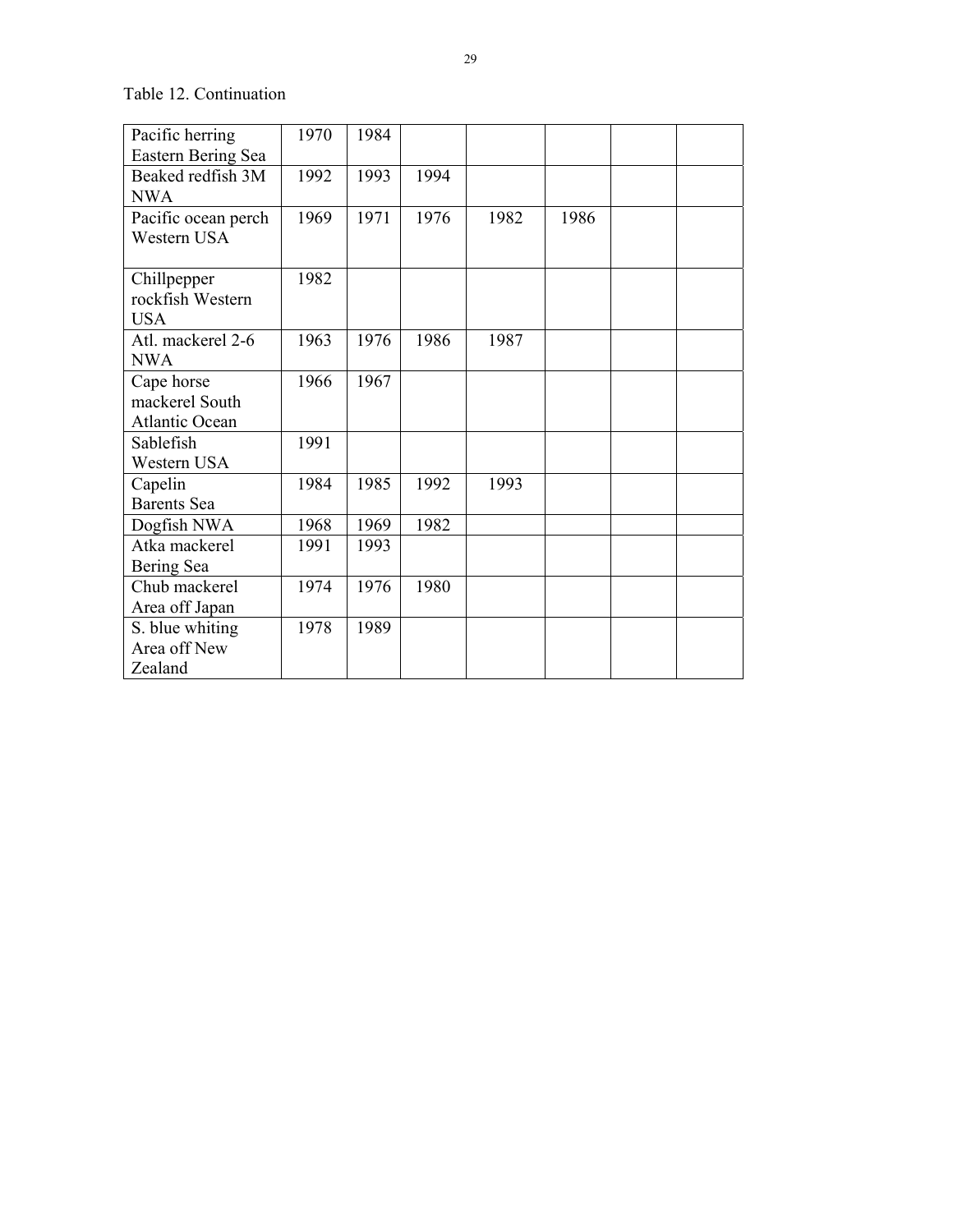Table 12. Continuation

| | | | | | | | |
|---|---|---|---|---|---|---|---|
| Pacific herring Eastern Bering Sea | 1970 | 1984 | | | | | |
| Beaked redfish 3M NWA | 1992 | 1993 | 1994 | | | | |
| Pacific ocean perch Western USA | 1969 | 1971 | 1976 | 1982 | 1986 | | |
| Chillpepper rockfish Western USA | 1982 | | | | | | |
| Atl. mackerel 2-6 NWA | 1963 | 1976 | 1986 | 1987 | | | |
| Cape horse mackerel South Atlantic Ocean | 1966 | 1967 | | | | | |
| Sablefish Western USA | 1991 | | | | | | |
| Capelin Barents Sea | 1984 | 1985 | 1992 | 1993 | | | |
| Dogfish NWA | 1968 | 1969 | 1982 | | | | |
| Atka mackerel Bering Sea | 1991 | 1993 | | | | | |
| Chub mackerel Area off Japan | 1974 | 1976 | 1980 | | | | |
| S. blue whiting Area off New Zealand | 1978 | 1989 | | | | | |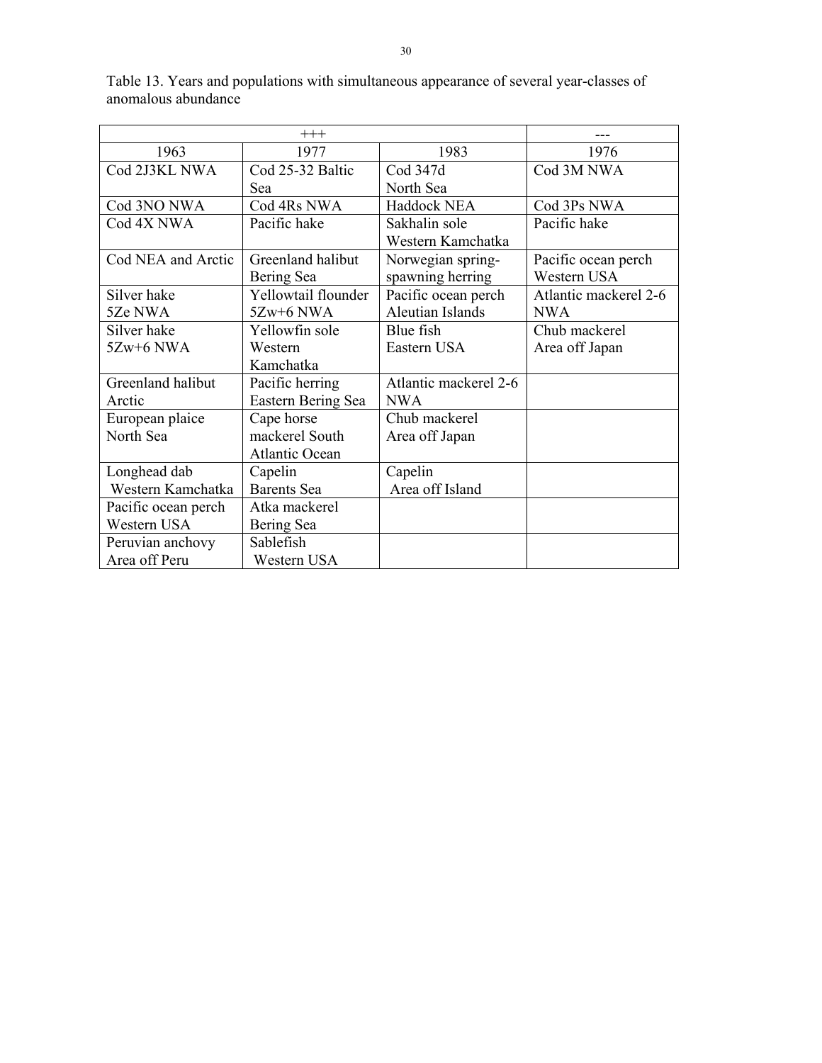Table 13. Years and populations with simultaneous appearance of several year-classes of anomalous abundance

| +++ | | | --- |
|---|---|---|---|
| 1963 | 1977 | 1983 | 1976 |
| Cod 2J3KL NWA | Cod 25-32 Baltic Sea | Cod 347d North Sea | Cod 3M NWA |
| Cod 3NO NWA | Cod 4Rs NWA | Haddock NEA | Cod 3Ps NWA |
| Cod 4X NWA | Pacific hake | Sakhalin sole Western Kamchatka | Pacific hake |
| Cod NEA and Arctic | Greenland halibut Bering Sea | Norwegian spring-spawning herring | Pacific ocean perch Western USA |
| Silver hake 5Ze NWA | Yellowtail flounder 5Zw+6 NWA | Pacific ocean perch Aleutian Islands | Atlantic mackerel 2-6 NWA |
| Silver hake 5Zw+6 NWA | Yellowfin sole Western Kamchatka | Blue fish Eastern USA | Chub mackerel Area off Japan |
| Greenland halibut Arctic | Pacific herring Eastern Bering Sea | Atlantic mackerel 2-6 NWA | |
| European plaice North Sea | Cape horse mackerel South Atlantic Ocean | Chub mackerel Area off Japan | |
| Longhead dab Western Kamchatka | Capelin Barents Sea | Capelin Area off Island | |
| Pacific ocean perch Western USA | Atka mackerel Bering Sea | | |
| Peruvian anchovy Area off Peru | Sablefish Western USA | | |